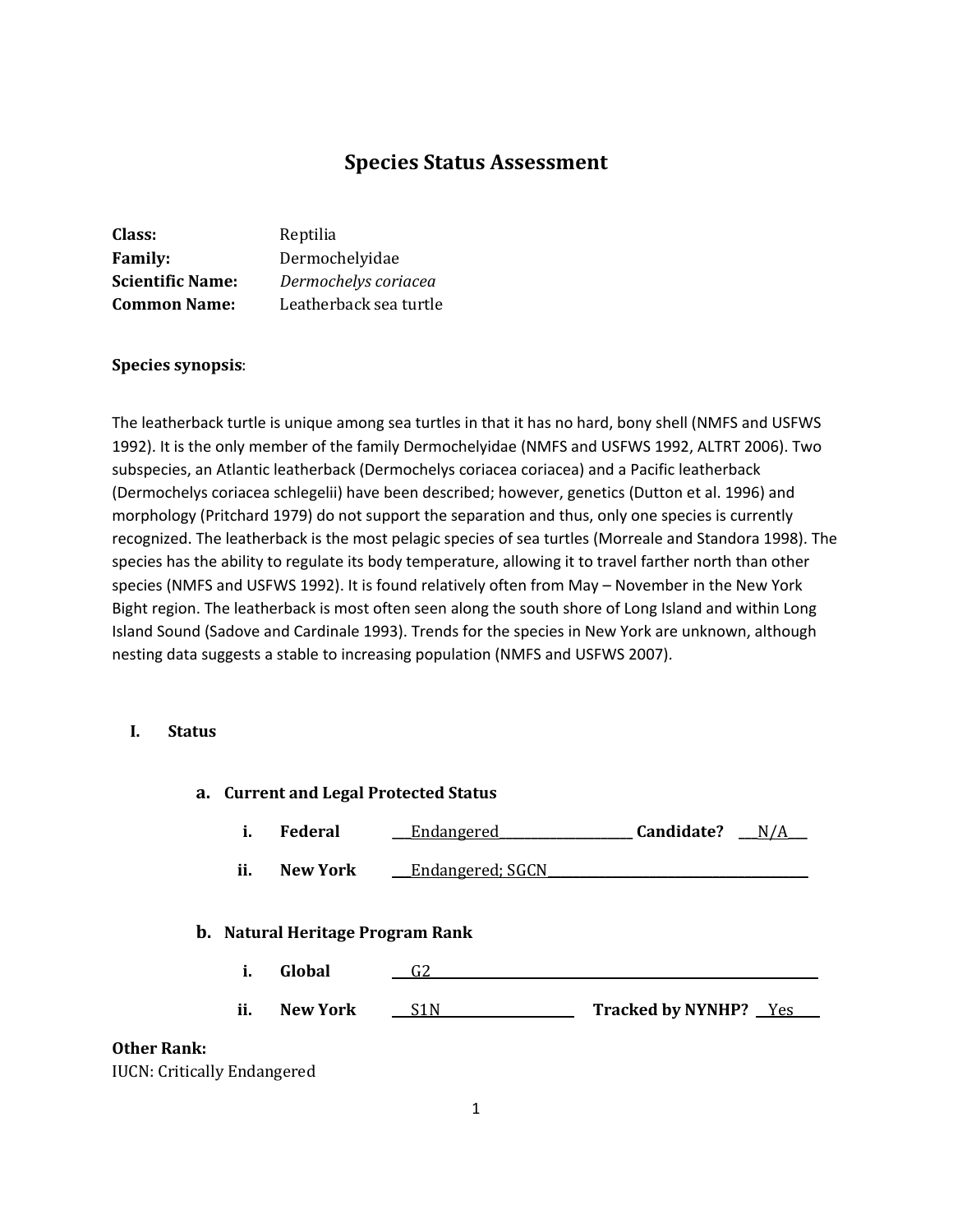# Species Status Assessment

**Class:** Reptilia
**Family:** Dermochelyidae
**Scientific Name:** *Dermochelys coriacea*
**Common Name:** Leatherback sea turtle

**Species synopsis**:

The leatherback turtle is unique among sea turtles in that it has no hard, bony shell (NMFS and USFWS 1992). It is the only member of the family Dermochelyidae (NMFS and USFWS 1992, ALTRT 2006). Two subspecies, an Atlantic leatherback (Dermochelys coriacea coriacea) and a Pacific leatherback (Dermochelys coriacea schlegelii) have been described; however, genetics (Dutton et al. 1996) and morphology (Pritchard 1979) do not support the separation and thus, only one species is currently recognized. The leatherback is the most pelagic species of sea turtles (Morreale and Standora 1998). The species has the ability to regulate its body temperature, allowing it to travel farther north than other species (NMFS and USFWS 1992). It is found relatively often from May – November in the New York Bight region. The leatherback is most often seen along the south shore of Long Island and within Long Island Sound (Sadove and Cardinale 1993). Trends for the species in New York are unknown, although nesting data suggests a stable to increasing population (NMFS and USFWS 2007).

## I. Status

### a. Current and Legal Protected Status

i. **Federal** Endangered **Candidate?** N/A

ii. **New York** Endangered; SGCN

### b. Natural Heritage Program Rank

i. **Global** G2

ii. **New York** S1N **Tracked by NYNHP?** Yes

**Other Rank:**
IUCN: Critically Endangered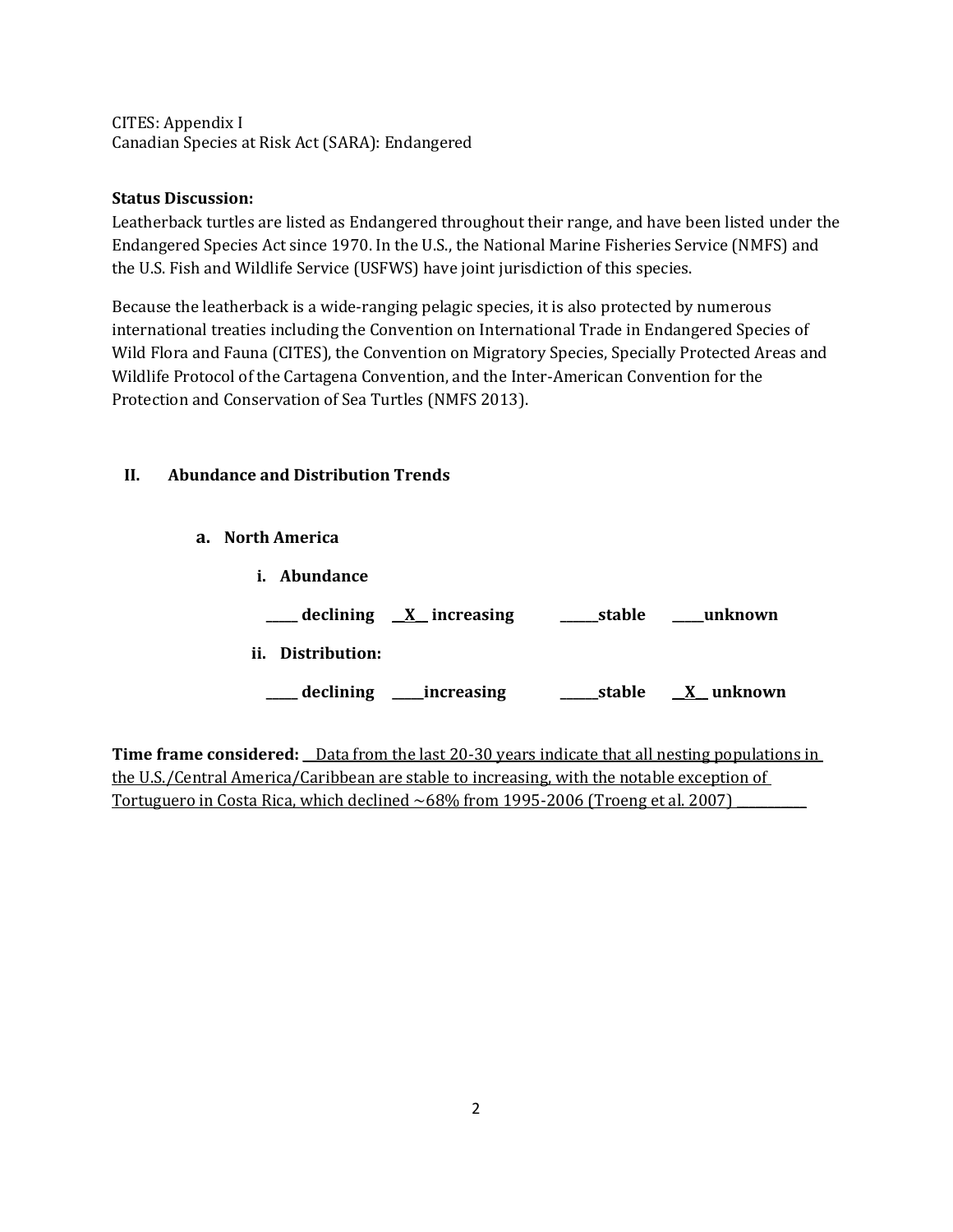CITES: Appendix I
Canadian Species at Risk Act (SARA): Endangered

**Status Discussion:**
Leatherback turtles are listed as Endangered throughout their range, and have been listed under the Endangered Species Act since 1970. In the U.S., the National Marine Fisheries Service (NMFS) and the U.S. Fish and Wildlife Service (USFWS) have joint jurisdiction of this species.

Because the leatherback is a wide-ranging pelagic species, it is also protected by numerous international treaties including the Convention on International Trade in Endangered Species of Wild Flora and Fauna (CITES), the Convention on Migratory Species, Specially Protected Areas and Wildlife Protocol of the Cartagena Convention, and the Inter-American Convention for the Protection and Conservation of Sea Turtles (NMFS 2013).

## II. Abundance and Distribution Trends

### a. North America

**i. Abundance**

**_____ declining \_\_X\_\_ increasing ______stable _____unknown**

**ii. Distribution:**

**_____ declining _____increasing ______stable \_\_X\_\_ unknown**

**Time frame considered:** Data from the last 20-30 years indicate that all nesting populations in the U.S./Central America/Caribbean are stable to increasing, with the notable exception of Tortuguero in Costa Rica, which declined ~68% from 1995-2006 (Troeng et al. 2007)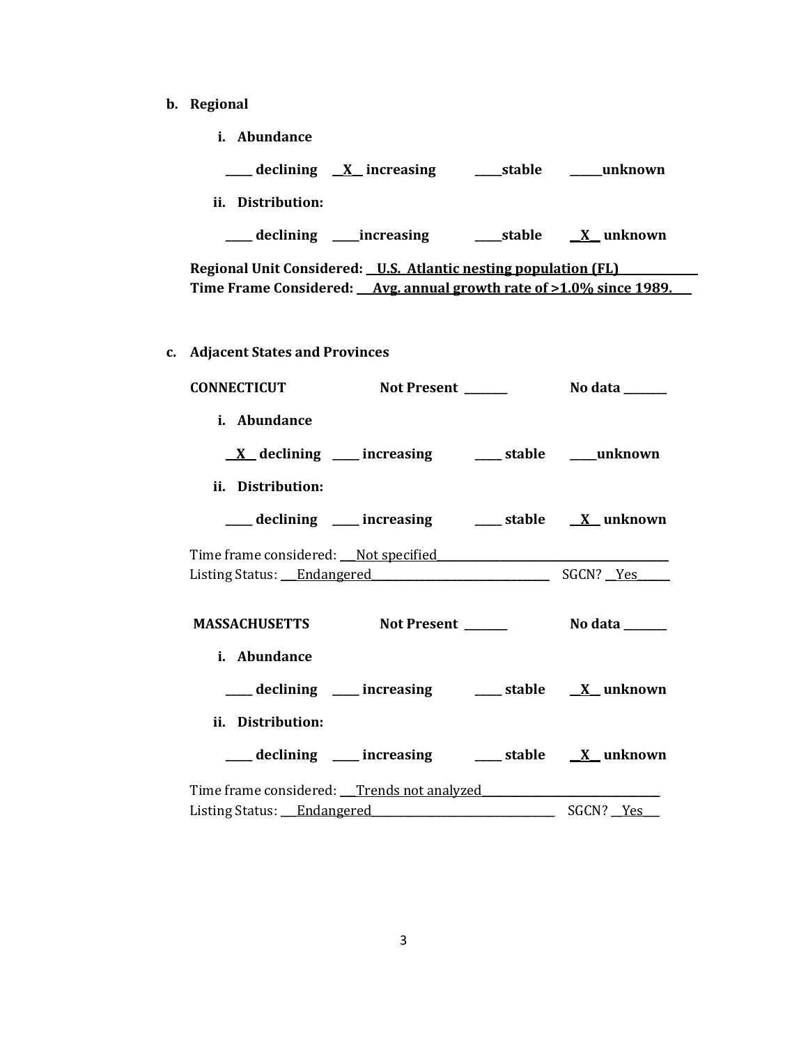**b. Regional**

**i. Abundance**

**\_\_\_\_\_ declining \_\_X\_\_ increasing \_\_\_\_\_stable \_\_\_\_\_\_unknown**

**ii. Distribution:**

**\_\_\_\_\_ declining \_\_\_\_\_increasing \_\_\_\_\_stable \_\_X\_\_ unknown**

**Regional Unit Considered: <u>U.S. Atlantic nesting population (FL)</u>**
**Time Frame Considered: <u>Avg. annual growth rate of >1.0% since 1989.</u>**

**c. Adjacent States and Provinces**

**CONNECTICUT Not Present \_\_\_\_\_\_\_\_ No data \_\_\_\_\_\_\_\_**

**i. Abundance**

**\_\_X\_\_ declining \_\_\_\_\_ increasing \_\_\_\_\_ stable \_\_\_\_\_unknown**

**ii. Distribution:**

**\_\_\_\_\_ declining \_\_\_\_\_ increasing \_\_\_\_\_ stable \_\_X\_\_ unknown**

Time frame considered: <u>Not specified</u>
Listing Status: <u>Endangered</u> SGCN? <u>Yes</u>

**MASSACHUSETTS Not Present \_\_\_\_\_\_\_\_ No data \_\_\_\_\_\_\_\_**

**i. Abundance**

**\_\_\_\_\_ declining \_\_\_\_\_ increasing \_\_\_\_\_ stable \_\_X\_\_ unknown**

**ii. Distribution:**

**\_\_\_\_\_ declining \_\_\_\_\_ increasing \_\_\_\_\_ stable \_\_X\_\_ unknown**

Time frame considered: <u>Trends not analyzed</u>
Listing Status: <u>Endangered</u> SGCN? <u>Yes</u>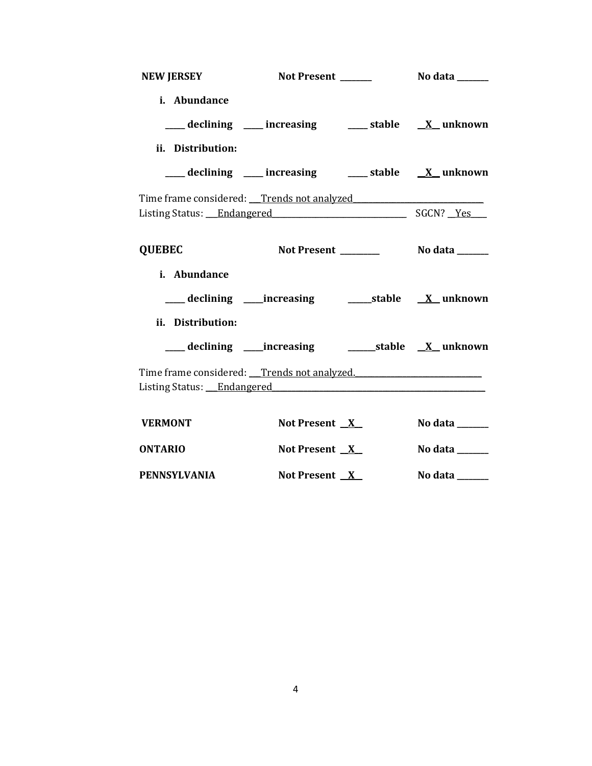**NEW JERSEY** **Not Present \_\_\_\_\_\_\_\_** **No data \_\_\_\_\_\_\_\_**

**i. Abundance**

**\_\_\_\_\_ declining \_\_\_\_\_ increasing \_\_\_\_\_ stable \_\_X\_\_ unknown**

**ii. Distribution:**

**\_\_\_\_\_ declining \_\_\_\_\_ increasing \_\_\_\_\_ stable \_\_X\_\_ unknown**

Time frame considered: \_\_\_Trends not analyzed\_\_\_\_\_\_\_\_\_\_\_\_\_\_\_\_\_\_\_\_\_\_\_\_\_\_\_\_\_\_\_\_\_
Listing Status: \_\_\_Endangered\_\_\_\_\_\_\_\_\_\_\_\_\_\_\_\_\_\_\_\_\_\_\_\_\_\_\_\_\_\_\_\_\_\_ SGCN? \_\_Yes\_\_\_\_

**QUEBEC** **Not Present \_\_\_\_\_\_\_\_\_\_** **No data \_\_\_\_\_\_\_\_**

**i. Abundance**

**\_\_\_\_\_ declining \_\_\_\_\_increasing \_\_\_\_\_\_stable \_\_X\_\_ unknown**

**ii. Distribution:**

**\_\_\_\_\_ declining \_\_\_\_\_increasing \_\_\_\_\_\_\_stable \_\_X\_\_ unknown**

Time frame considered: \_\_\_Trends not analyzed.\_\_\_\_\_\_\_\_\_\_\_\_\_\_\_\_\_\_\_\_\_\_\_\_\_\_\_\_\_\_\_
Listing Status: \_\_\_Endangered\_\_\_\_\_\_\_\_\_\_\_\_\_\_\_\_\_\_\_\_\_\_\_\_\_\_\_\_\_\_\_\_\_\_\_\_\_\_\_\_\_\_\_\_\_\_\_\_\_\_\_\_\_\_\_

**VERMONT** **Not Present \_\_X\_\_** **No data \_\_\_\_\_\_\_\_**

**ONTARIO** **Not Present \_\_X\_\_** **No data \_\_\_\_\_\_\_\_**

**PENNSYLVANIA** **Not Present \_\_X\_\_** **No data \_\_\_\_\_\_\_\_**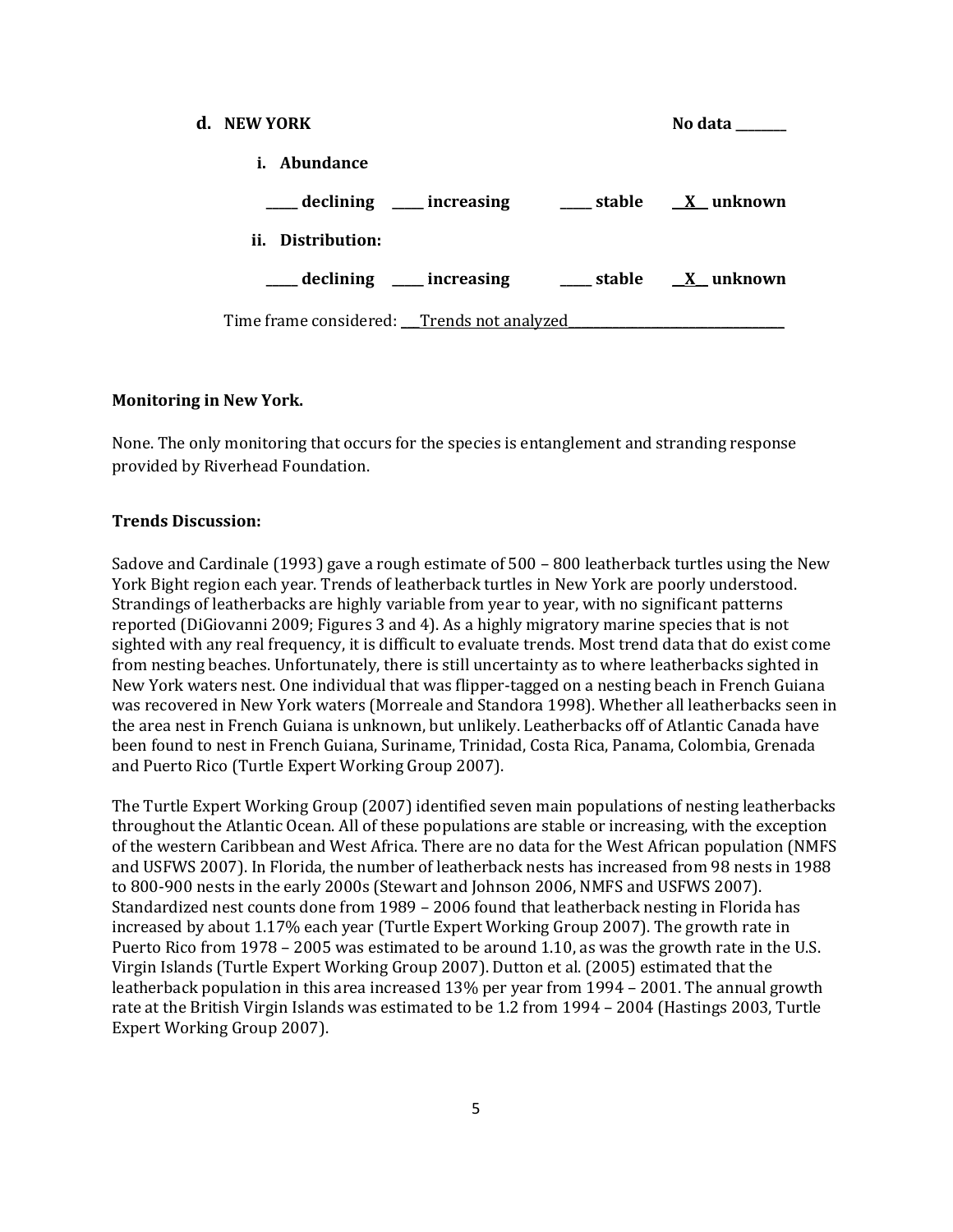**d. NEW YORK** **No data ________**

**i. Abundance**

**_____ declining _____ increasing _____ stable __X__ unknown**

**ii. Distribution:**

**_____ declining _____ increasing _____ stable __X__ unknown**

Time frame considered: ___Trends not analyzed___________________________________

**Monitoring in New York.**

None. The only monitoring that occurs for the species is entanglement and stranding response provided by Riverhead Foundation.

**Trends Discussion:**

Sadove and Cardinale (1993) gave a rough estimate of 500 – 800 leatherback turtles using the New York Bight region each year. Trends of leatherback turtles in New York are poorly understood. Strandings of leatherbacks are highly variable from year to year, with no significant patterns reported (DiGiovanni 2009; Figures 3 and 4). As a highly migratory marine species that is not sighted with any real frequency, it is difficult to evaluate trends. Most trend data that do exist come from nesting beaches. Unfortunately, there is still uncertainty as to where leatherbacks sighted in New York waters nest. One individual that was flipper-tagged on a nesting beach in French Guiana was recovered in New York waters (Morreale and Standora 1998). Whether all leatherbacks seen in the area nest in French Guiana is unknown, but unlikely. Leatherbacks off of Atlantic Canada have been found to nest in French Guiana, Suriname, Trinidad, Costa Rica, Panama, Colombia, Grenada and Puerto Rico (Turtle Expert Working Group 2007).

The Turtle Expert Working Group (2007) identified seven main populations of nesting leatherbacks throughout the Atlantic Ocean. All of these populations are stable or increasing, with the exception of the western Caribbean and West Africa. There are no data for the West African population (NMFS and USFWS 2007). In Florida, the number of leatherback nests has increased from 98 nests in 1988 to 800-900 nests in the early 2000s (Stewart and Johnson 2006, NMFS and USFWS 2007). Standardized nest counts done from 1989 – 2006 found that leatherback nesting in Florida has increased by about 1.17% each year (Turtle Expert Working Group 2007). The growth rate in Puerto Rico from 1978 – 2005 was estimated to be around 1.10, as was the growth rate in the U.S. Virgin Islands (Turtle Expert Working Group 2007). Dutton et al. (2005) estimated that the leatherback population in this area increased 13% per year from 1994 – 2001. The annual growth rate at the British Virgin Islands was estimated to be 1.2 from 1994 – 2004 (Hastings 2003, Turtle Expert Working Group 2007).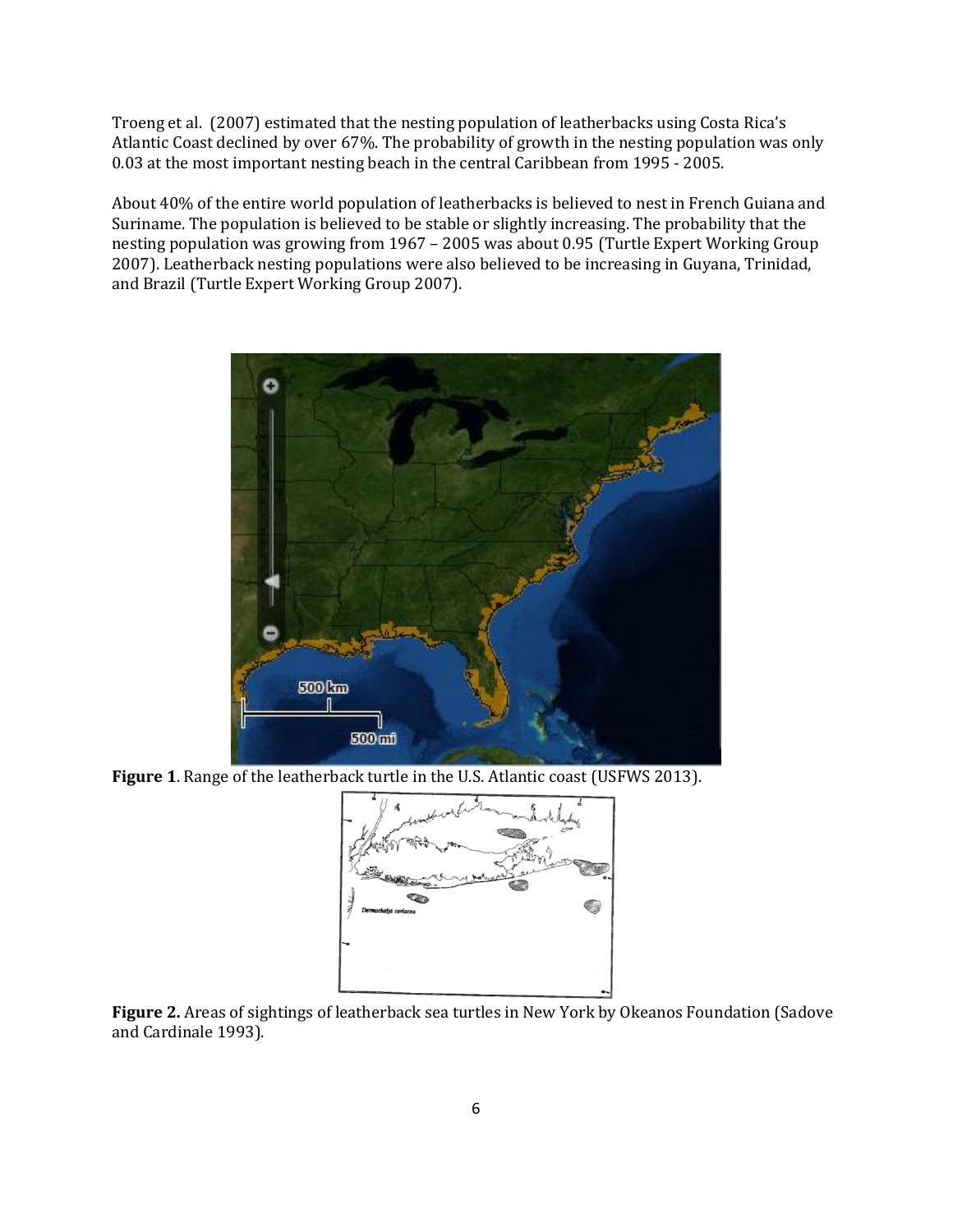Troeng et al. (2007) estimated that the nesting population of leatherbacks using Costa Rica's Atlantic Coast declined by over 67%. The probability of growth in the nesting population was only 0.03 at the most important nesting beach in the central Caribbean from 1995 - 2005.

About 40% of the entire world population of leatherbacks is believed to nest in French Guiana and Suriname. The population is believed to be stable or slightly increasing. The probability that the nesting population was growing from 1967 – 2005 was about 0.95 (Turtle Expert Working Group 2007). Leatherback nesting populations were also believed to be increasing in Guyana, Trinidad, and Brazil (Turtle Expert Working Group 2007).

500 km

500 mi

**Figure 1**. Range of the leatherback turtle in the U.S. Atlantic coast (USFWS 2013).

Dermochelys coriacea

**Figure 2.** Areas of sightings of leatherback sea turtles in New York by Okeanos Foundation (Sadove and Cardinale 1993).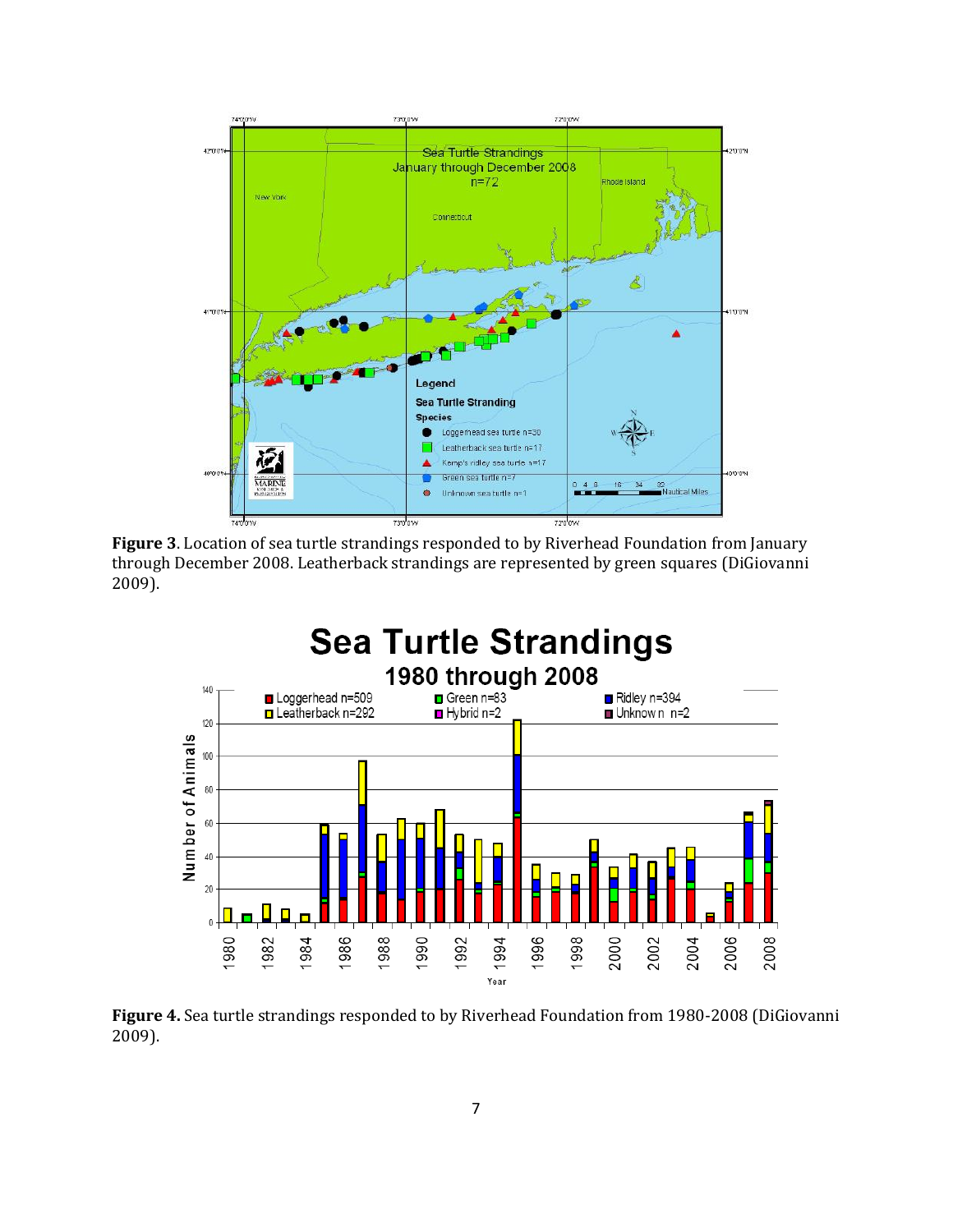Sea Turtle Strandings
January through December 2008
n=72

New York
Connecticut
Rhode Island

Legend
Sea Turtle Stranding
Species
Loggerhead sea turtle n=30
Leatherback sea turtle n=17
Kemp's ridley sea turtle n=17
Green sea turtle n=7
Unknown sea turtle n=1

0 4 8 16 24 32 Nautical Miles

**Figure 3**. Location of sea turtle strandings responded to by Riverhead Foundation from January through December 2008. Leatherback strandings are represented by green squares (DiGiovanni 2009).

Sea Turtle Strandings
1980 through 2008

Loggerhead n=509
Leatherback n=292
Green n=83
Hybrid n=2
Ridley n=394
Unknown n=2

Number of Animals

0
20
40
60
80
100
120
140

1980
1982
1984
1986
1988
1990
1992
1994
1996
1998
2000
2002
2004
2006
2008

Year

**Figure 4.** Sea turtle strandings responded to by Riverhead Foundation from 1980-2008 (DiGiovanni 2009).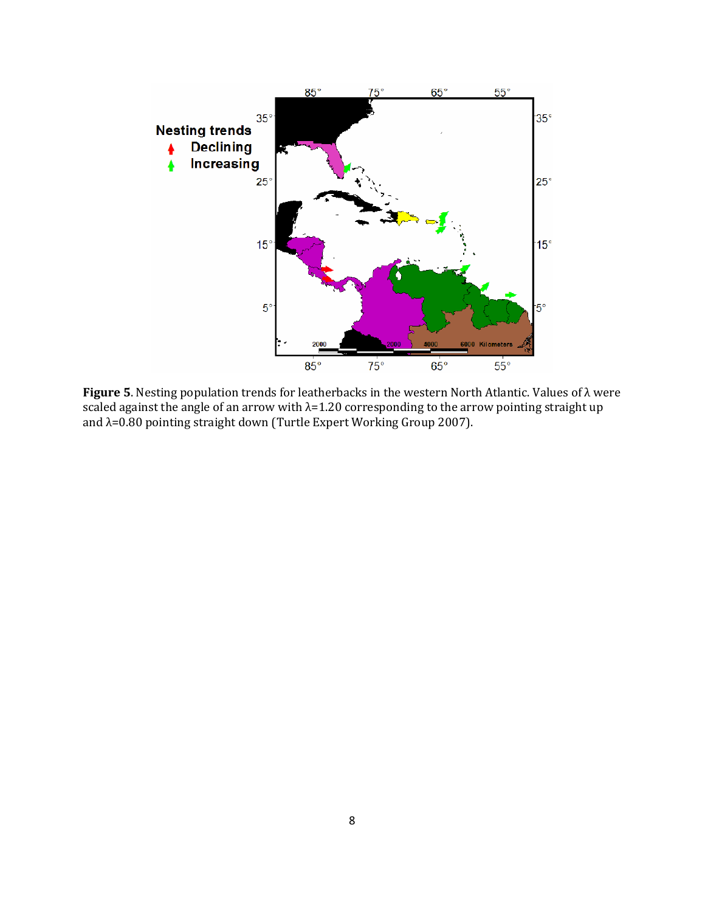Nesting trends

Declining

Increasing

85° 75° 65° 55°

35° 25° 15° 5°

2000 2000 4000 6000 Kilometers

**Figure 5**. Nesting population trends for leatherbacks in the western North Atlantic. Values of λ were scaled against the angle of an arrow with λ=1.20 corresponding to the arrow pointing straight up and λ=0.80 pointing straight down (Turtle Expert Working Group 2007).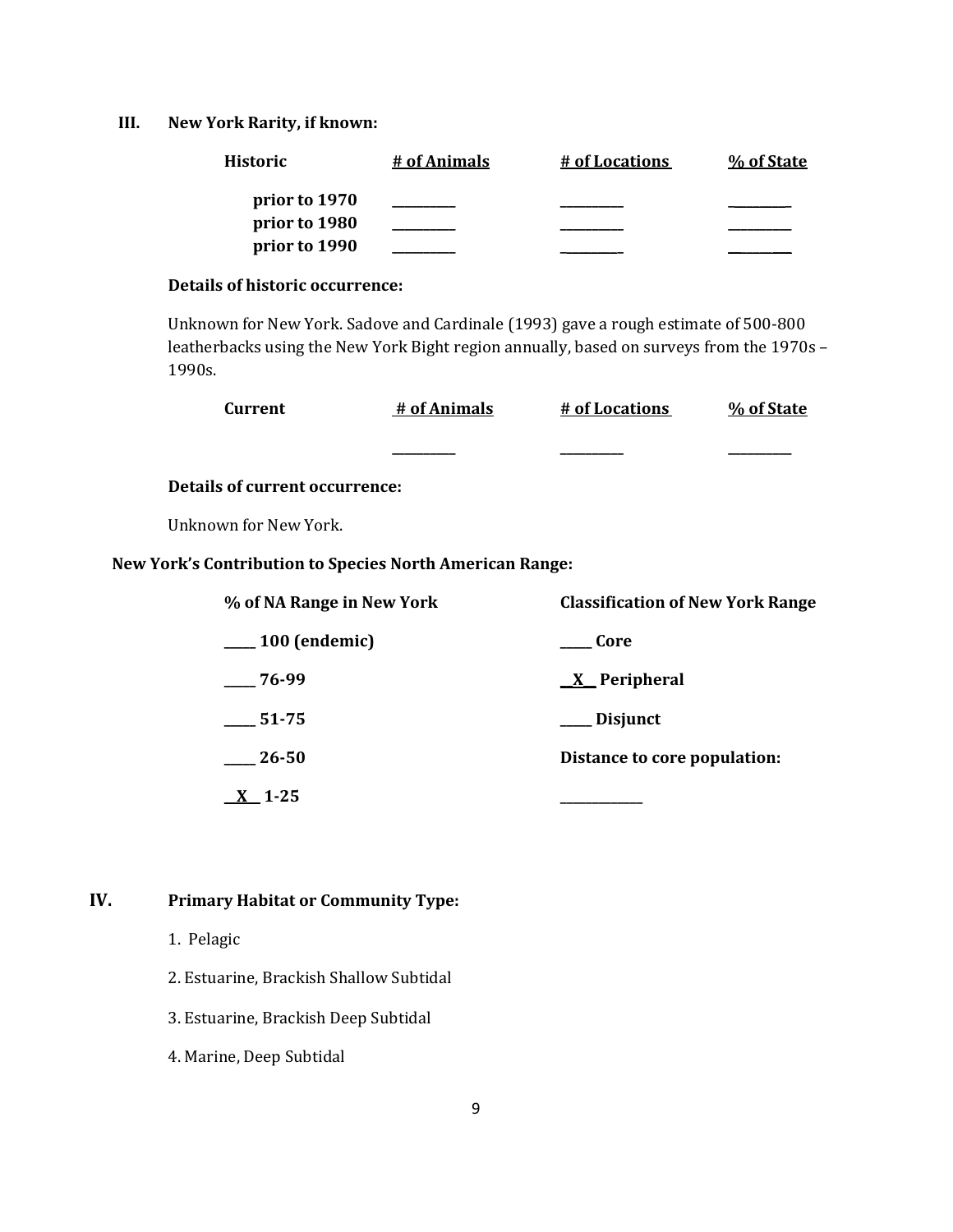## III. New York Rarity, if known:

| Historic | # of Animals | # of Locations | % of State |
|---|---|---|---|
| prior to 1970 | _________ | _________ | _________ |
| prior to 1980 | _________ | _________ | _________ |
| prior to 1990 | _________ | _________ | _________ |

**Details of historic occurrence:**

Unknown for New York. Sadove and Cardinale (1993) gave a rough estimate of 500-800 leatherbacks using the New York Bight region annually, based on surveys from the 1970s – 1990s.

| Current | # of Animals | # of Locations | % of State |
|---|---|---|---|
| | _________ | _________ | _________ |

**Details of current occurrence:**

Unknown for New York.

**New York's Contribution to Species North American Range:**

| % of NA Range in New York | Classification of New York Range |
|---|---|
| _____ 100 (endemic) | _____ Core |
| _____ 76-99 | __X__ Peripheral |
| _____ 51-75 | _____ Disjunct |
| _____ 26-50 | **Distance to core population:** |
| __X__ 1-25 | _____________ |

## IV. Primary Habitat or Community Type:

1. Pelagic
2. Estuarine, Brackish Shallow Subtidal
3. Estuarine, Brackish Deep Subtidal
4. Marine, Deep Subtidal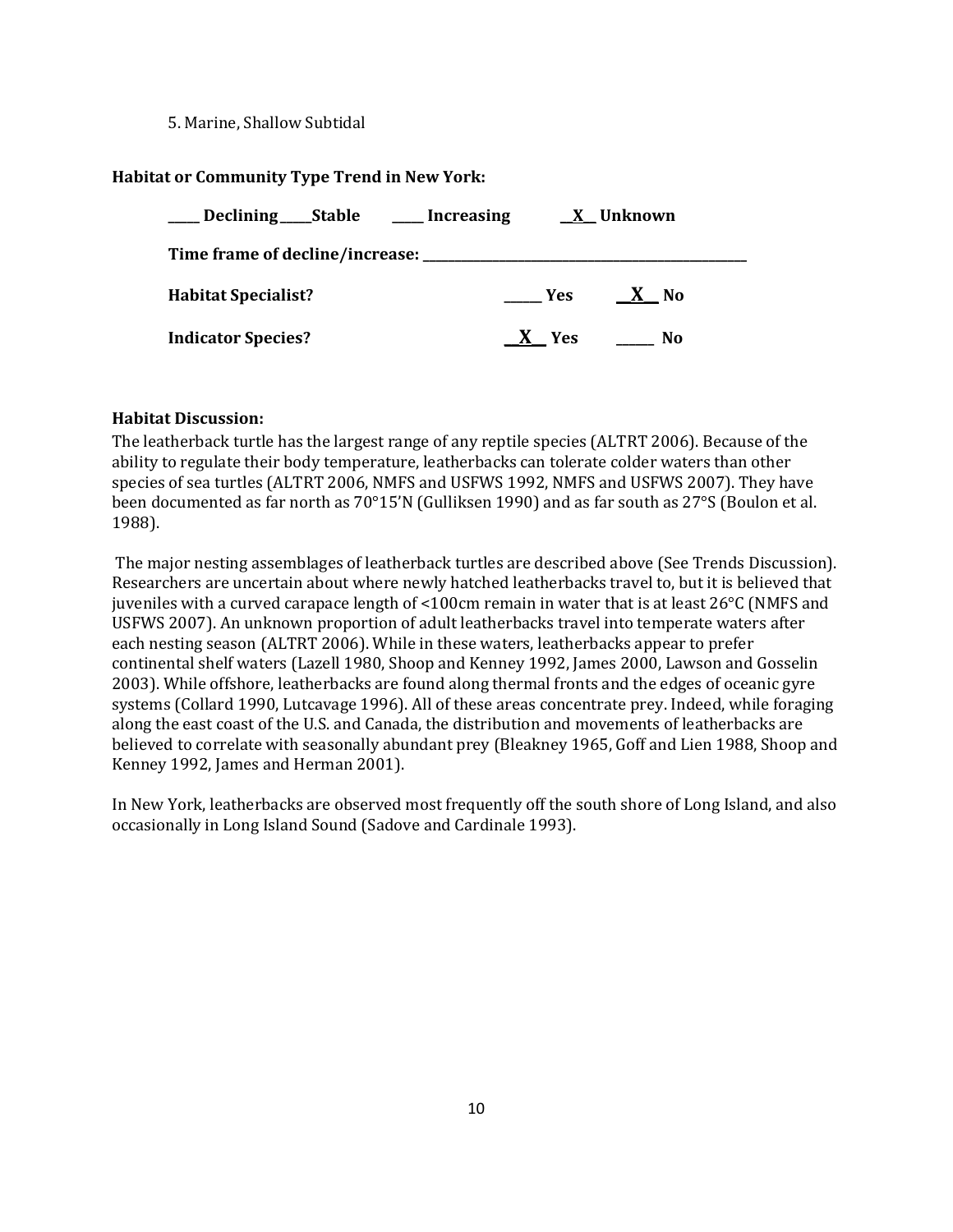5. Marine, Shallow Subtidal

**Habitat or Community Type Trend in New York:**

**\_\_\_\_ Declining \_\_\_\_Stable \_\_\_\_ Increasing \_\_X\_\_ Unknown**

**Time frame of decline/increase: \_\_\_\_\_\_\_\_\_\_\_\_\_\_\_\_\_\_\_\_\_\_\_\_\_\_\_\_\_\_\_\_\_\_\_\_\_\_\_\_**

**Habitat Specialist?** \_\_\_\_\_ **Yes** \_\_**X**\_\_ **No**

**Indicator Species?** \_\_**X**\_\_ **Yes** \_\_\_\_\_ **No**

**Habitat Discussion:**

The leatherback turtle has the largest range of any reptile species (ALTRT 2006). Because of the ability to regulate their body temperature, leatherbacks can tolerate colder waters than other species of sea turtles (ALTRT 2006, NMFS and USFWS 1992, NMFS and USFWS 2007). They have been documented as far north as 70°15'N (Gulliksen 1990) and as far south as 27°S (Boulon et al. 1988).

The major nesting assemblages of leatherback turtles are described above (See Trends Discussion). Researchers are uncertain about where newly hatched leatherbacks travel to, but it is believed that juveniles with a curved carapace length of <100cm remain in water that is at least 26°C (NMFS and USFWS 2007). An unknown proportion of adult leatherbacks travel into temperate waters after each nesting season (ALTRT 2006). While in these waters, leatherbacks appear to prefer continental shelf waters (Lazell 1980, Shoop and Kenney 1992, James 2000, Lawson and Gosselin 2003). While offshore, leatherbacks are found along thermal fronts and the edges of oceanic gyre systems (Collard 1990, Lutcavage 1996). All of these areas concentrate prey. Indeed, while foraging along the east coast of the U.S. and Canada, the distribution and movements of leatherbacks are believed to correlate with seasonally abundant prey (Bleakney 1965, Goff and Lien 1988, Shoop and Kenney 1992, James and Herman 2001).

In New York, leatherbacks are observed most frequently off the south shore of Long Island, and also occasionally in Long Island Sound (Sadove and Cardinale 1993).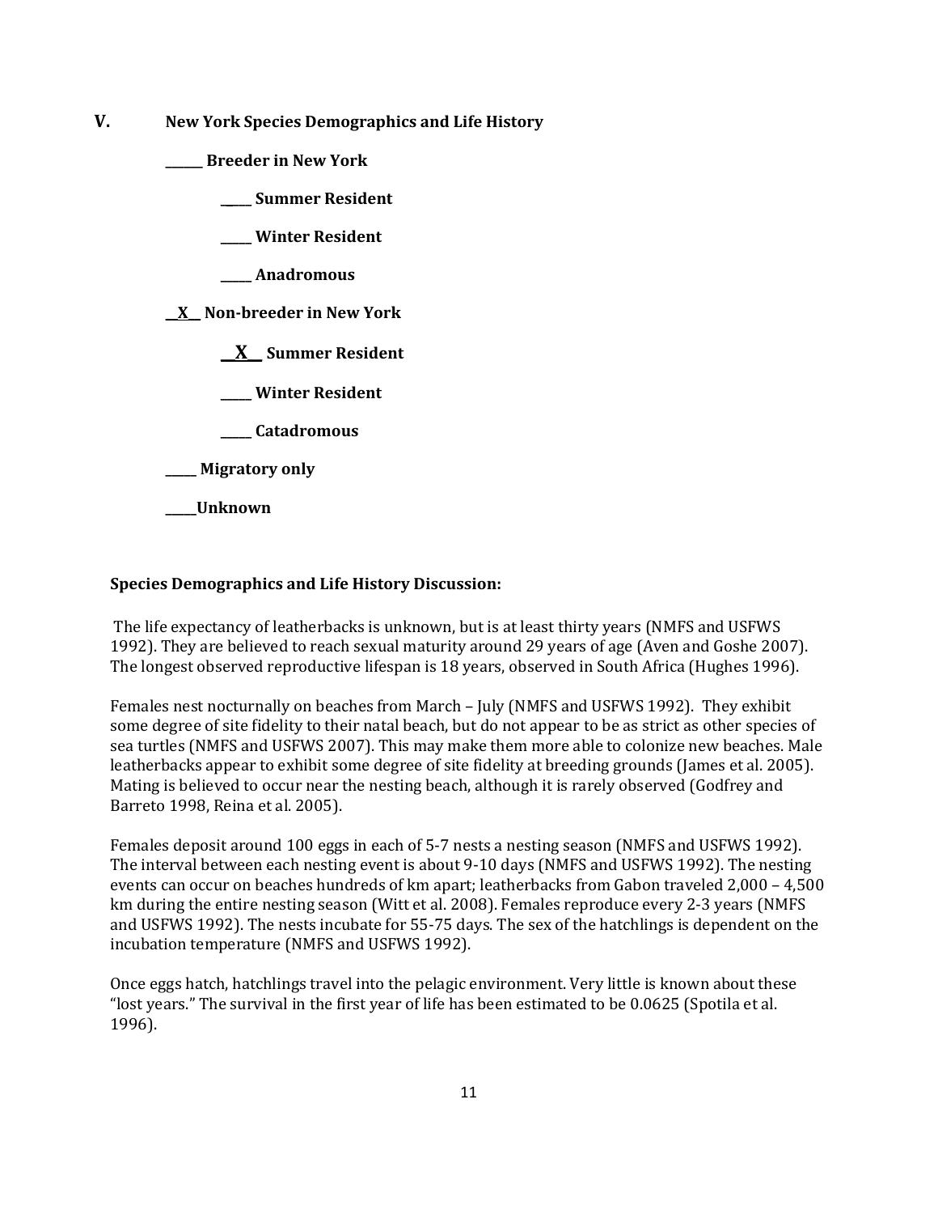## V. New York Species Demographics and Life History

______ **Breeder in New York**

____ **Summer Resident**

_____ **Winter Resident**

_____ **Anadromous**

__X__ **Non-breeder in New York**

__X__ **Summer Resident**

_____ **Winter Resident**

_____ **Catadromous**

_____ **Migratory only**

_____**Unknown**

**Species Demographics and Life History Discussion:**

The life expectancy of leatherbacks is unknown, but is at least thirty years (NMFS and USFWS 1992). They are believed to reach sexual maturity around 29 years of age (Aven and Goshe 2007). The longest observed reproductive lifespan is 18 years, observed in South Africa (Hughes 1996).

Females nest nocturnally on beaches from March – July (NMFS and USFWS 1992). They exhibit some degree of site fidelity to their natal beach, but do not appear to be as strict as other species of sea turtles (NMFS and USFWS 2007). This may make them more able to colonize new beaches. Male leatherbacks appear to exhibit some degree of site fidelity at breeding grounds (James et al. 2005). Mating is believed to occur near the nesting beach, although it is rarely observed (Godfrey and Barreto 1998, Reina et al. 2005).

Females deposit around 100 eggs in each of 5-7 nests a nesting season (NMFS and USFWS 1992). The interval between each nesting event is about 9-10 days (NMFS and USFWS 1992). The nesting events can occur on beaches hundreds of km apart; leatherbacks from Gabon traveled 2,000 – 4,500 km during the entire nesting season (Witt et al. 2008). Females reproduce every 2-3 years (NMFS and USFWS 1992). The nests incubate for 55-75 days. The sex of the hatchlings is dependent on the incubation temperature (NMFS and USFWS 1992).

Once eggs hatch, hatchlings travel into the pelagic environment. Very little is known about these "lost years." The survival in the first year of life has been estimated to be 0.0625 (Spotila et al. 1996).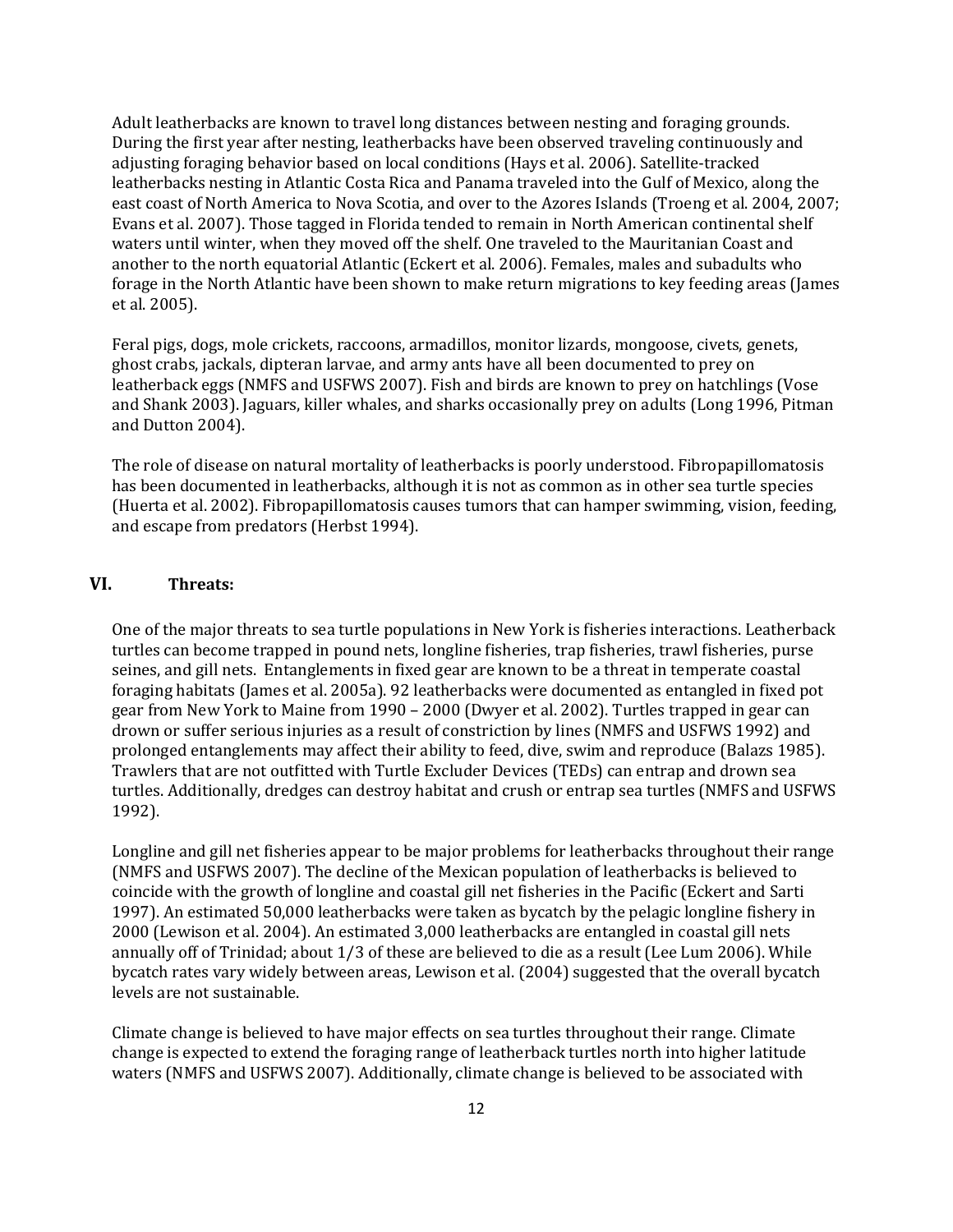Adult leatherbacks are known to travel long distances between nesting and foraging grounds. During the first year after nesting, leatherbacks have been observed traveling continuously and adjusting foraging behavior based on local conditions (Hays et al. 2006). Satellite-tracked leatherbacks nesting in Atlantic Costa Rica and Panama traveled into the Gulf of Mexico, along the east coast of North America to Nova Scotia, and over to the Azores Islands (Troeng et al. 2004, 2007; Evans et al. 2007). Those tagged in Florida tended to remain in North American continental shelf waters until winter, when they moved off the shelf. One traveled to the Mauritanian Coast and another to the north equatorial Atlantic (Eckert et al. 2006). Females, males and subadults who forage in the North Atlantic have been shown to make return migrations to key feeding areas (James et al. 2005).

Feral pigs, dogs, mole crickets, raccoons, armadillos, monitor lizards, mongoose, civets, genets, ghost crabs, jackals, dipteran larvae, and army ants have all been documented to prey on leatherback eggs (NMFS and USFWS 2007). Fish and birds are known to prey on hatchlings (Vose and Shank 2003). Jaguars, killer whales, and sharks occasionally prey on adults (Long 1996, Pitman and Dutton 2004).

The role of disease on natural mortality of leatherbacks is poorly understood. Fibropapillomatosis has been documented in leatherbacks, although it is not as common as in other sea turtle species (Huerta et al. 2002). Fibropapillomatosis causes tumors that can hamper swimming, vision, feeding, and escape from predators (Herbst 1994).

## VI. Threats:

One of the major threats to sea turtle populations in New York is fisheries interactions. Leatherback turtles can become trapped in pound nets, longline fisheries, trap fisheries, trawl fisheries, purse seines, and gill nets. Entanglements in fixed gear are known to be a threat in temperate coastal foraging habitats (James et al. 2005a). 92 leatherbacks were documented as entangled in fixed pot gear from New York to Maine from 1990 – 2000 (Dwyer et al. 2002). Turtles trapped in gear can drown or suffer serious injuries as a result of constriction by lines (NMFS and USFWS 1992) and prolonged entanglements may affect their ability to feed, dive, swim and reproduce (Balazs 1985). Trawlers that are not outfitted with Turtle Excluder Devices (TEDs) can entrap and drown sea turtles. Additionally, dredges can destroy habitat and crush or entrap sea turtles (NMFS and USFWS 1992).

Longline and gill net fisheries appear to be major problems for leatherbacks throughout their range (NMFS and USFWS 2007). The decline of the Mexican population of leatherbacks is believed to coincide with the growth of longline and coastal gill net fisheries in the Pacific (Eckert and Sarti 1997). An estimated 50,000 leatherbacks were taken as bycatch by the pelagic longline fishery in 2000 (Lewison et al. 2004). An estimated 3,000 leatherbacks are entangled in coastal gill nets annually off of Trinidad; about 1/3 of these are believed to die as a result (Lee Lum 2006). While bycatch rates vary widely between areas, Lewison et al. (2004) suggested that the overall bycatch levels are not sustainable.

Climate change is believed to have major effects on sea turtles throughout their range. Climate change is expected to extend the foraging range of leatherback turtles north into higher latitude waters (NMFS and USFWS 2007). Additionally, climate change is believed to be associated with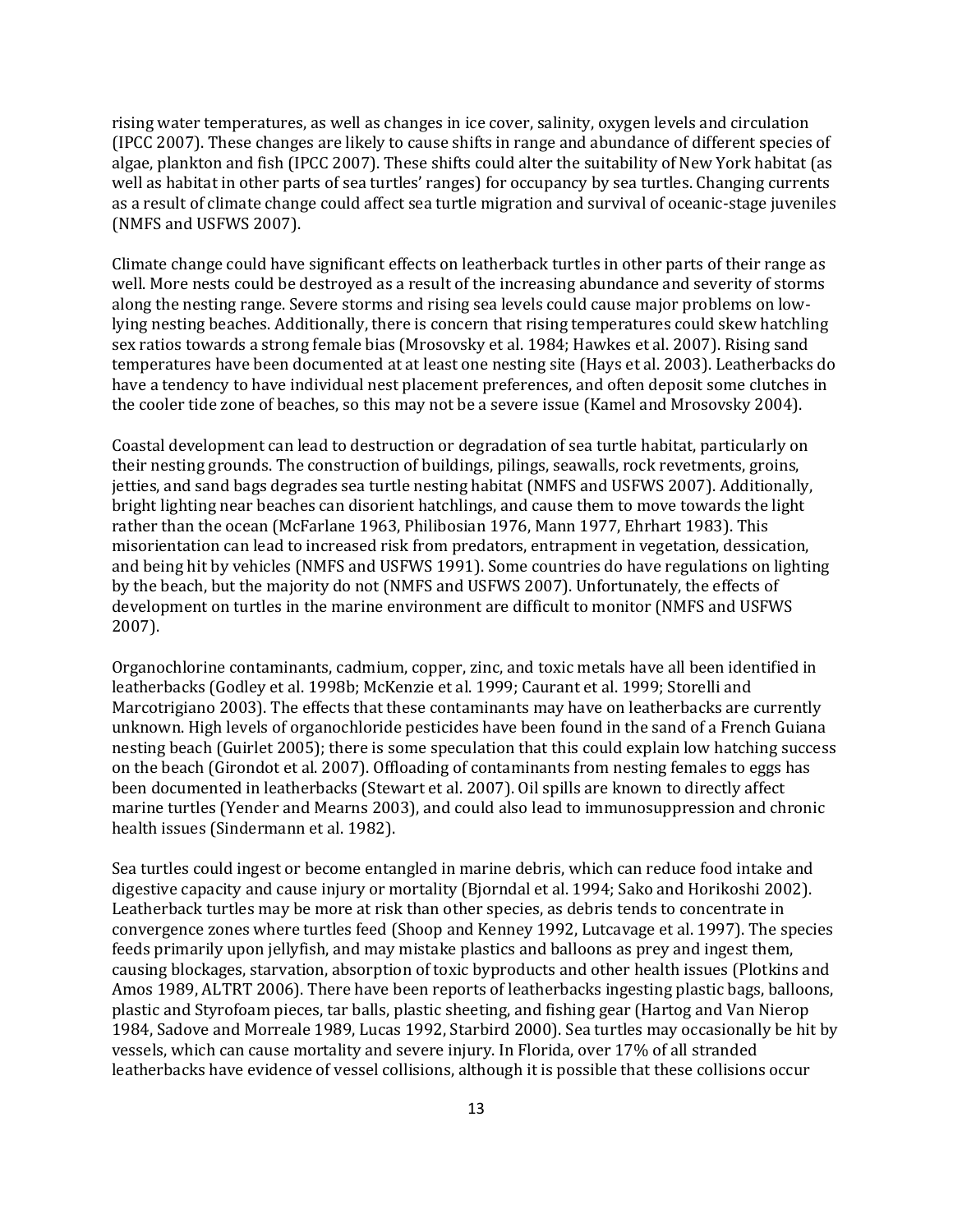rising water temperatures, as well as changes in ice cover, salinity, oxygen levels and circulation (IPCC 2007). These changes are likely to cause shifts in range and abundance of different species of algae, plankton and fish (IPCC 2007). These shifts could alter the suitability of New York habitat (as well as habitat in other parts of sea turtles' ranges) for occupancy by sea turtles. Changing currents as a result of climate change could affect sea turtle migration and survival of oceanic-stage juveniles (NMFS and USFWS 2007).

Climate change could have significant effects on leatherback turtles in other parts of their range as well. More nests could be destroyed as a result of the increasing abundance and severity of storms along the nesting range. Severe storms and rising sea levels could cause major problems on low-lying nesting beaches. Additionally, there is concern that rising temperatures could skew hatchling sex ratios towards a strong female bias (Mrosovsky et al. 1984; Hawkes et al. 2007). Rising sand temperatures have been documented at at least one nesting site (Hays et al. 2003). Leatherbacks do have a tendency to have individual nest placement preferences, and often deposit some clutches in the cooler tide zone of beaches, so this may not be a severe issue (Kamel and Mrosovsky 2004).

Coastal development can lead to destruction or degradation of sea turtle habitat, particularly on their nesting grounds. The construction of buildings, pilings, seawalls, rock revetments, groins, jetties, and sand bags degrades sea turtle nesting habitat (NMFS and USFWS 2007). Additionally, bright lighting near beaches can disorient hatchlings, and cause them to move towards the light rather than the ocean (McFarlane 1963, Philibosian 1976, Mann 1977, Ehrhart 1983). This misorientation can lead to increased risk from predators, entrapment in vegetation, dessication, and being hit by vehicles (NMFS and USFWS 1991). Some countries do have regulations on lighting by the beach, but the majority do not (NMFS and USFWS 2007). Unfortunately, the effects of development on turtles in the marine environment are difficult to monitor (NMFS and USFWS 2007).

Organochlorine contaminants, cadmium, copper, zinc, and toxic metals have all been identified in leatherbacks (Godley et al. 1998b; McKenzie et al. 1999; Caurant et al. 1999; Storelli and Marcotrigiano 2003). The effects that these contaminants may have on leatherbacks are currently unknown. High levels of organochloride pesticides have been found in the sand of a French Guiana nesting beach (Guirlet 2005); there is some speculation that this could explain low hatching success on the beach (Girondot et al. 2007). Offloading of contaminants from nesting females to eggs has been documented in leatherbacks (Stewart et al. 2007). Oil spills are known to directly affect marine turtles (Yender and Mearns 2003), and could also lead to immunosuppression and chronic health issues (Sindermann et al. 1982).

Sea turtles could ingest or become entangled in marine debris, which can reduce food intake and digestive capacity and cause injury or mortality (Bjorndal et al. 1994; Sako and Horikoshi 2002). Leatherback turtles may be more at risk than other species, as debris tends to concentrate in convergence zones where turtles feed (Shoop and Kenney 1992, Lutcavage et al. 1997). The species feeds primarily upon jellyfish, and may mistake plastics and balloons as prey and ingest them, causing blockages, starvation, absorption of toxic byproducts and other health issues (Plotkins and Amos 1989, ALTRT 2006). There have been reports of leatherbacks ingesting plastic bags, balloons, plastic and Styrofoam pieces, tar balls, plastic sheeting, and fishing gear (Hartog and Van Nierop 1984, Sadove and Morreale 1989, Lucas 1992, Starbird 2000). Sea turtles may occasionally be hit by vessels, which can cause mortality and severe injury. In Florida, over 17% of all stranded leatherbacks have evidence of vessel collisions, although it is possible that these collisions occur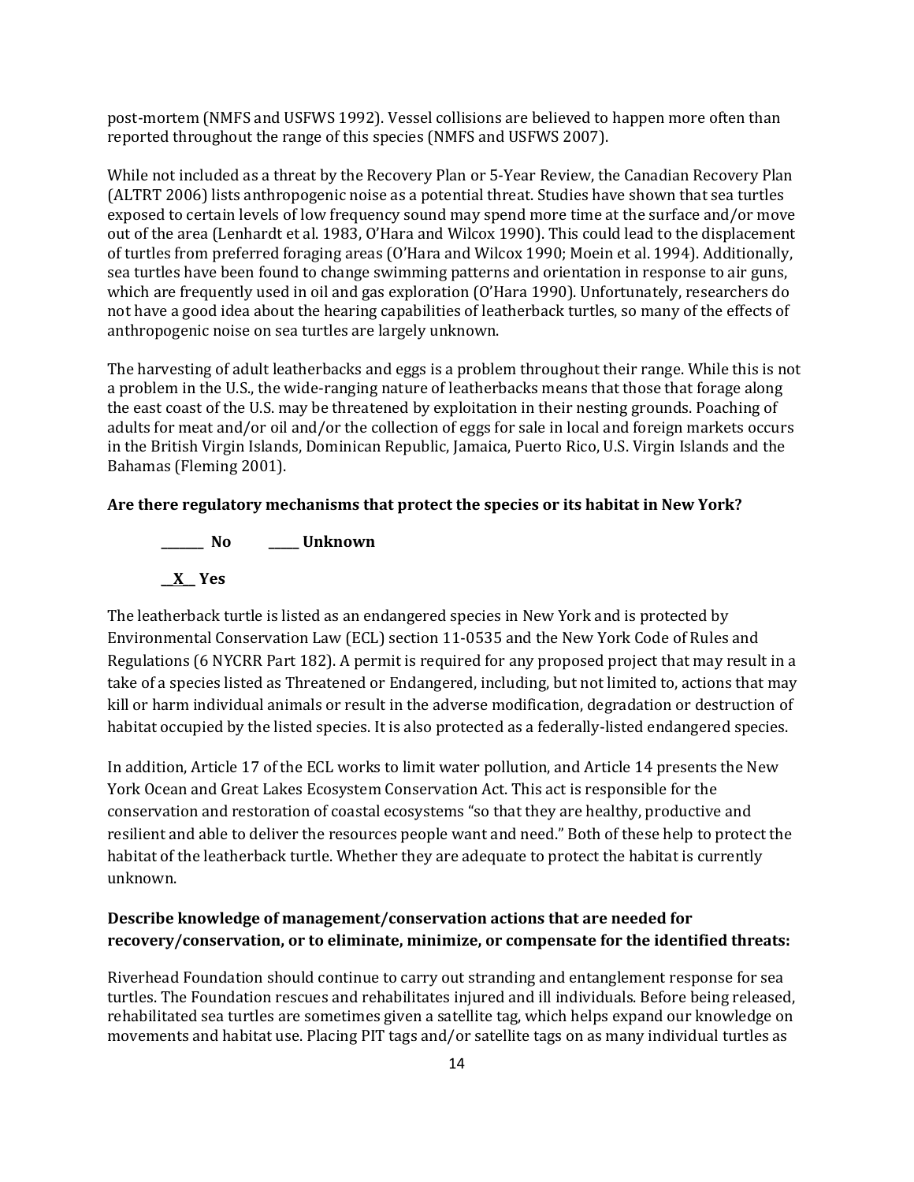post-mortem (NMFS and USFWS 1992). Vessel collisions are believed to happen more often than reported throughout the range of this species (NMFS and USFWS 2007).

While not included as a threat by the Recovery Plan or 5-Year Review, the Canadian Recovery Plan (ALTRT 2006) lists anthropogenic noise as a potential threat. Studies have shown that sea turtles exposed to certain levels of low frequency sound may spend more time at the surface and/or move out of the area (Lenhardt et al. 1983, O'Hara and Wilcox 1990). This could lead to the displacement of turtles from preferred foraging areas (O'Hara and Wilcox 1990; Moein et al. 1994). Additionally, sea turtles have been found to change swimming patterns and orientation in response to air guns, which are frequently used in oil and gas exploration (O'Hara 1990). Unfortunately, researchers do not have a good idea about the hearing capabilities of leatherback turtles, so many of the effects of anthropogenic noise on sea turtles are largely unknown.

The harvesting of adult leatherbacks and eggs is a problem throughout their range. While this is not a problem in the U.S., the wide-ranging nature of leatherbacks means that those that forage along the east coast of the U.S. may be threatened by exploitation in their nesting grounds. Poaching of adults for meat and/or oil and/or the collection of eggs for sale in local and foreign markets occurs in the British Virgin Islands, Dominican Republic, Jamaica, Puerto Rico, U.S. Virgin Islands and the Bahamas (Fleming 2001).

**Are there regulatory mechanisms that protect the species or its habitat in New York?**

**_______ No     _____ Unknown**

**__X__ Yes**

The leatherback turtle is listed as an endangered species in New York and is protected by Environmental Conservation Law (ECL) section 11-0535 and the New York Code of Rules and Regulations (6 NYCRR Part 182). A permit is required for any proposed project that may result in a take of a species listed as Threatened or Endangered, including, but not limited to, actions that may kill or harm individual animals or result in the adverse modification, degradation or destruction of habitat occupied by the listed species. It is also protected as a federally-listed endangered species.

In addition, Article 17 of the ECL works to limit water pollution, and Article 14 presents the New York Ocean and Great Lakes Ecosystem Conservation Act. This act is responsible for the conservation and restoration of coastal ecosystems "so that they are healthy, productive and resilient and able to deliver the resources people want and need." Both of these help to protect the habitat of the leatherback turtle. Whether they are adequate to protect the habitat is currently unknown.

**Describe knowledge of management/conservation actions that are needed for recovery/conservation, or to eliminate, minimize, or compensate for the identified threats:**

Riverhead Foundation should continue to carry out stranding and entanglement response for sea turtles. The Foundation rescues and rehabilitates injured and ill individuals. Before being released, rehabilitated sea turtles are sometimes given a satellite tag, which helps expand our knowledge on movements and habitat use. Placing PIT tags and/or satellite tags on as many individual turtles as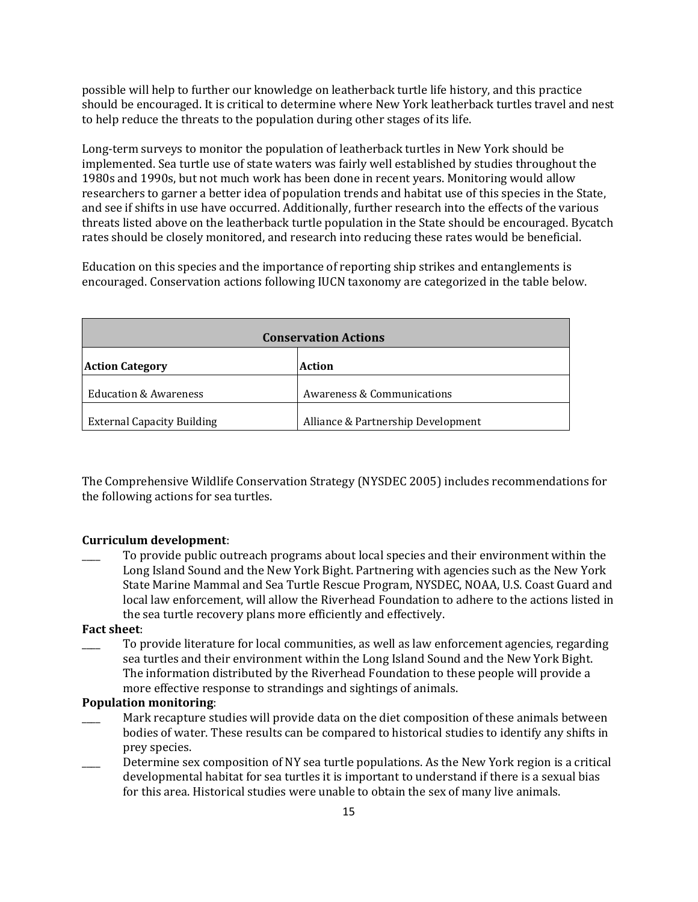possible will help to further our knowledge on leatherback turtle life history, and this practice should be encouraged. It is critical to determine where New York leatherback turtles travel and nest to help reduce the threats to the population during other stages of its life.

Long-term surveys to monitor the population of leatherback turtles in New York should be implemented. Sea turtle use of state waters was fairly well established by studies throughout the 1980s and 1990s, but not much work has been done in recent years. Monitoring would allow researchers to garner a better idea of population trends and habitat use of this species in the State, and see if shifts in use have occurred. Additionally, further research into the effects of the various threats listed above on the leatherback turtle population in the State should be encouraged. Bycatch rates should be closely monitored, and research into reducing these rates would be beneficial.

Education on this species and the importance of reporting ship strikes and entanglements is encouraged. Conservation actions following IUCN taxonomy are categorized in the table below.

| Conservation Actions | |
|---|---|
| **Action Category** | **Action** |
| Education & Awareness | Awareness & Communications |
| External Capacity Building | Alliance & Partnership Development |

The Comprehensive Wildlife Conservation Strategy (NYSDEC 2005) includes recommendations for the following actions for sea turtles.

**Curriculum development**:

____ To provide public outreach programs about local species and their environment within the Long Island Sound and the New York Bight. Partnering with agencies such as the New York State Marine Mammal and Sea Turtle Rescue Program, NYSDEC, NOAA, U.S. Coast Guard and local law enforcement, will allow the Riverhead Foundation to adhere to the actions listed in the sea turtle recovery plans more efficiently and effectively.

**Fact sheet**:

____ To provide literature for local communities, as well as law enforcement agencies, regarding sea turtles and their environment within the Long Island Sound and the New York Bight. The information distributed by the Riverhead Foundation to these people will provide a more effective response to strandings and sightings of animals.

**Population monitoring**:

____ Mark recapture studies will provide data on the diet composition of these animals between bodies of water. These results can be compared to historical studies to identify any shifts in prey species.

____ Determine sex composition of NY sea turtle populations. As the New York region is a critical developmental habitat for sea turtles it is important to understand if there is a sexual bias for this area. Historical studies were unable to obtain the sex of many live animals.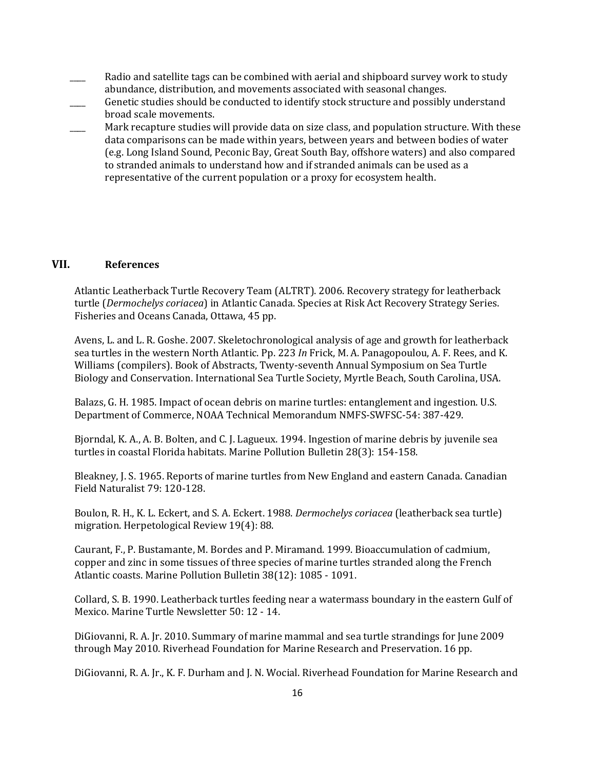\_\_\_\_ Radio and satellite tags can be combined with aerial and shipboard survey work to study abundance, distribution, and movements associated with seasonal changes.

\_\_\_\_ Genetic studies should be conducted to identify stock structure and possibly understand broad scale movements.

\_\_\_\_ Mark recapture studies will provide data on size class, and population structure. With these data comparisons can be made within years, between years and between bodies of water (e.g. Long Island Sound, Peconic Bay, Great South Bay, offshore waters) and also compared to stranded animals to understand how and if stranded animals can be used as a representative of the current population or a proxy for ecosystem health.

## VII. References

Atlantic Leatherback Turtle Recovery Team (ALTRT). 2006. Recovery strategy for leatherback turtle (*Dermochelys coriacea*) in Atlantic Canada. Species at Risk Act Recovery Strategy Series. Fisheries and Oceans Canada, Ottawa, 45 pp.

Avens, L. and L. R. Goshe. 2007. Skeletochronological analysis of age and growth for leatherback sea turtles in the western North Atlantic. Pp. 223 *In* Frick, M. A. Panagopoulou, A. F. Rees, and K. Williams (compilers). Book of Abstracts, Twenty-seventh Annual Symposium on Sea Turtle Biology and Conservation. International Sea Turtle Society, Myrtle Beach, South Carolina, USA.

Balazs, G. H. 1985. Impact of ocean debris on marine turtles: entanglement and ingestion. U.S. Department of Commerce, NOAA Technical Memorandum NMFS-SWFSC-54: 387-429.

Bjorndal, K. A., A. B. Bolten, and C. J. Lagueux. 1994. Ingestion of marine debris by juvenile sea turtles in coastal Florida habitats. Marine Pollution Bulletin 28(3): 154-158.

Bleakney, J. S. 1965. Reports of marine turtles from New England and eastern Canada. Canadian Field Naturalist 79: 120-128.

Boulon, R. H., K. L. Eckert, and S. A. Eckert. 1988. *Dermochelys coriacea* (leatherback sea turtle) migration. Herpetological Review 19(4): 88.

Caurant, F., P. Bustamante, M. Bordes and P. Miramand. 1999. Bioaccumulation of cadmium, copper and zinc in some tissues of three species of marine turtles stranded along the French Atlantic coasts. Marine Pollution Bulletin 38(12): 1085 - 1091.

Collard, S. B. 1990. Leatherback turtles feeding near a watermass boundary in the eastern Gulf of Mexico. Marine Turtle Newsletter 50: 12 - 14.

DiGiovanni, R. A. Jr. 2010. Summary of marine mammal and sea turtle strandings for June 2009 through May 2010. Riverhead Foundation for Marine Research and Preservation. 16 pp.

DiGiovanni, R. A. Jr., K. F. Durham and J. N. Wocial. Riverhead Foundation for Marine Research and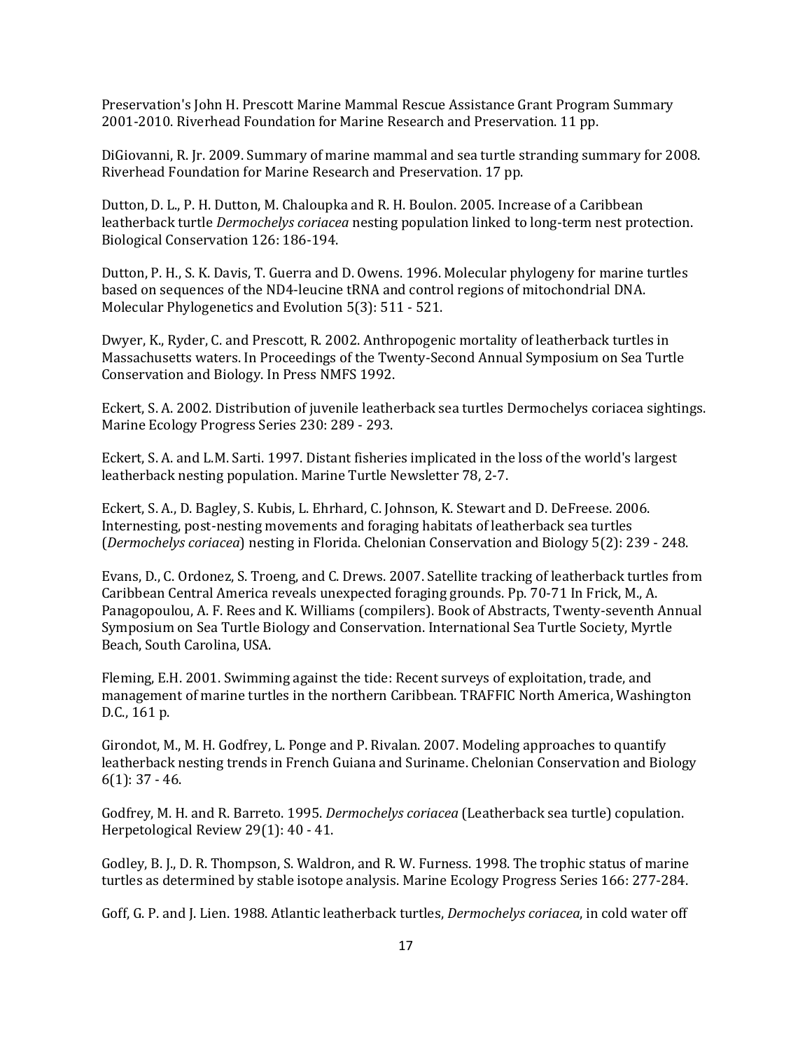Preservation's John H. Prescott Marine Mammal Rescue Assistance Grant Program Summary 2001-2010. Riverhead Foundation for Marine Research and Preservation. 11 pp.

DiGiovanni, R. Jr. 2009. Summary of marine mammal and sea turtle stranding summary for 2008. Riverhead Foundation for Marine Research and Preservation. 17 pp.

Dutton, D. L., P. H. Dutton, M. Chaloupka and R. H. Boulon. 2005. Increase of a Caribbean leatherback turtle *Dermochelys coriacea* nesting population linked to long-term nest protection. Biological Conservation 126: 186-194.

Dutton, P. H., S. K. Davis, T. Guerra and D. Owens. 1996. Molecular phylogeny for marine turtles based on sequences of the ND4-leucine tRNA and control regions of mitochondrial DNA. Molecular Phylogenetics and Evolution 5(3): 511 - 521.

Dwyer, K., Ryder, C. and Prescott, R. 2002. Anthropogenic mortality of leatherback turtles in Massachusetts waters. In Proceedings of the Twenty-Second Annual Symposium on Sea Turtle Conservation and Biology. In Press NMFS 1992.

Eckert, S. A. 2002. Distribution of juvenile leatherback sea turtles Dermochelys coriacea sightings. Marine Ecology Progress Series 230: 289 - 293.

Eckert, S. A. and L.M. Sarti. 1997. Distant fisheries implicated in the loss of the world's largest leatherback nesting population. Marine Turtle Newsletter 78, 2-7.

Eckert, S. A., D. Bagley, S. Kubis, L. Ehrhard, C. Johnson, K. Stewart and D. DeFreese. 2006. Internesting, post-nesting movements and foraging habitats of leatherback sea turtles (*Dermochelys coriacea*) nesting in Florida. Chelonian Conservation and Biology 5(2): 239 - 248.

Evans, D., C. Ordonez, S. Troeng, and C. Drews. 2007. Satellite tracking of leatherback turtles from Caribbean Central America reveals unexpected foraging grounds. Pp. 70-71 In Frick, M., A. Panagopoulou, A. F. Rees and K. Williams (compilers). Book of Abstracts, Twenty-seventh Annual Symposium on Sea Turtle Biology and Conservation. International Sea Turtle Society, Myrtle Beach, South Carolina, USA.

Fleming, E.H. 2001. Swimming against the tide: Recent surveys of exploitation, trade, and management of marine turtles in the northern Caribbean. TRAFFIC North America, Washington D.C., 161 p.

Girondot, M., M. H. Godfrey, L. Ponge and P. Rivalan. 2007. Modeling approaches to quantify leatherback nesting trends in French Guiana and Suriname. Chelonian Conservation and Biology 6(1): 37 - 46.

Godfrey, M. H. and R. Barreto. 1995. *Dermochelys coriacea* (Leatherback sea turtle) copulation. Herpetological Review 29(1): 40 - 41.

Godley, B. J., D. R. Thompson, S. Waldron, and R. W. Furness. 1998. The trophic status of marine turtles as determined by stable isotope analysis. Marine Ecology Progress Series 166: 277-284.

Goff, G. P. and J. Lien. 1988. Atlantic leatherback turtles, *Dermochelys coriacea*, in cold water off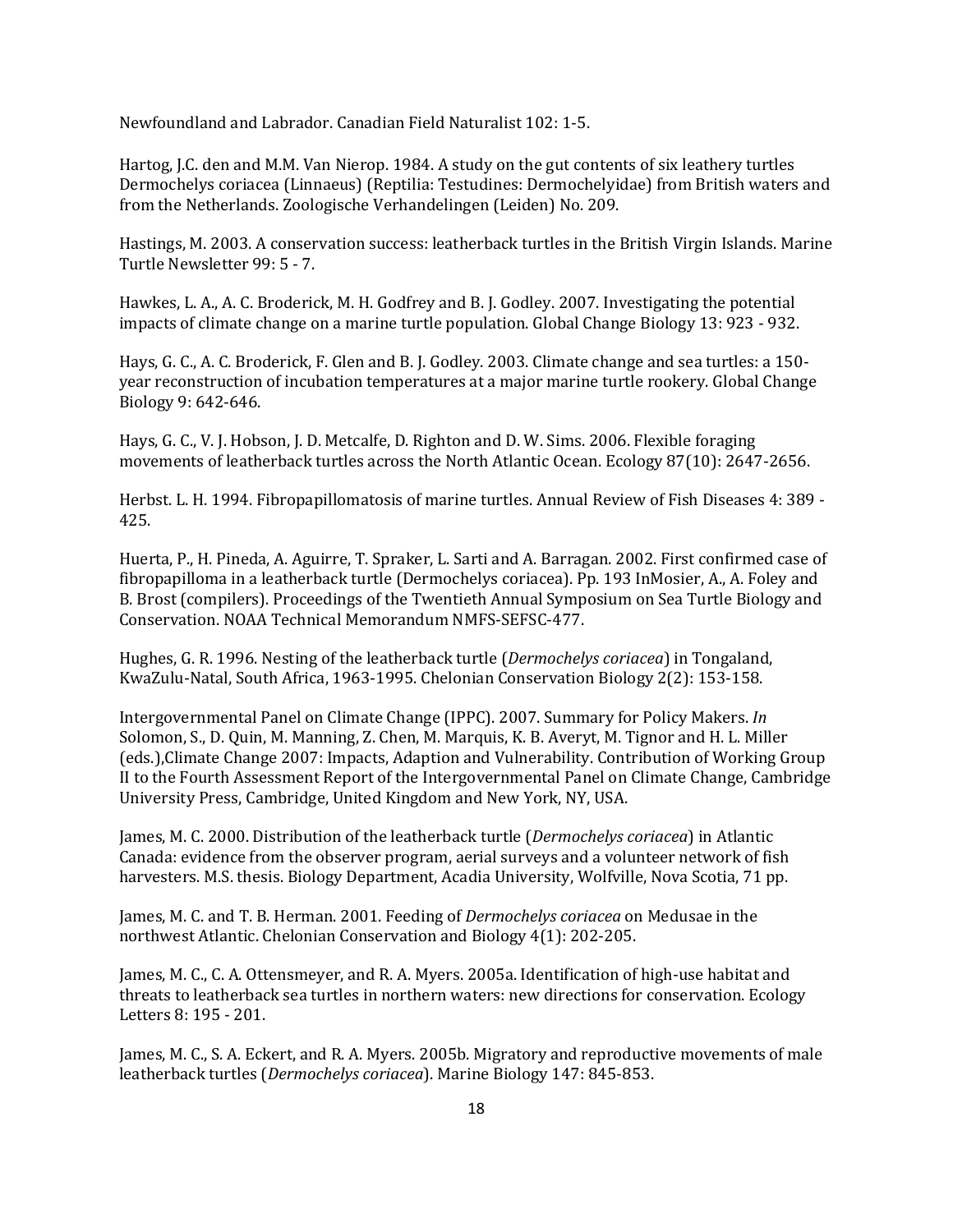Newfoundland and Labrador. Canadian Field Naturalist 102: 1-5.

Hartog, J.C. den and M.M. Van Nierop. 1984. A study on the gut contents of six leathery turtles Dermochelys coriacea (Linnaeus) (Reptilia: Testudines: Dermochelyidae) from British waters and from the Netherlands. Zoologische Verhandelingen (Leiden) No. 209.

Hastings, M. 2003. A conservation success: leatherback turtles in the British Virgin Islands. Marine Turtle Newsletter 99: 5 - 7.

Hawkes, L. A., A. C. Broderick, M. H. Godfrey and B. J. Godley. 2007. Investigating the potential impacts of climate change on a marine turtle population. Global Change Biology 13: 923 - 932.

Hays, G. C., A. C. Broderick, F. Glen and B. J. Godley. 2003. Climate change and sea turtles: a 150-year reconstruction of incubation temperatures at a major marine turtle rookery. Global Change Biology 9: 642-646.

Hays, G. C., V. J. Hobson, J. D. Metcalfe, D. Righton and D. W. Sims. 2006. Flexible foraging movements of leatherback turtles across the North Atlantic Ocean. Ecology 87(10): 2647-2656.

Herbst. L. H. 1994. Fibropapillomatosis of marine turtles. Annual Review of Fish Diseases 4: 389 - 425.

Huerta, P., H. Pineda, A. Aguirre, T. Spraker, L. Sarti and A. Barragan. 2002. First confirmed case of fibropapilloma in a leatherback turtle (Dermochelys coriacea). Pp. 193 InMosier, A., A. Foley and B. Brost (compilers). Proceedings of the Twentieth Annual Symposium on Sea Turtle Biology and Conservation. NOAA Technical Memorandum NMFS-SEFSC-477.

Hughes, G. R. 1996. Nesting of the leatherback turtle (*Dermochelys coriacea*) in Tongaland, KwaZulu-Natal, South Africa, 1963-1995. Chelonian Conservation Biology 2(2): 153-158.

Intergovernmental Panel on Climate Change (IPPC). 2007. Summary for Policy Makers. *In* Solomon, S., D. Quin, M. Manning, Z. Chen, M. Marquis, K. B. Averyt, M. Tignor and H. L. Miller (eds.),Climate Change 2007: Impacts, Adaption and Vulnerability. Contribution of Working Group II to the Fourth Assessment Report of the Intergovernmental Panel on Climate Change, Cambridge University Press, Cambridge, United Kingdom and New York, NY, USA.

James, M. C. 2000. Distribution of the leatherback turtle (*Dermochelys coriacea*) in Atlantic Canada: evidence from the observer program, aerial surveys and a volunteer network of fish harvesters. M.S. thesis. Biology Department, Acadia University, Wolfville, Nova Scotia, 71 pp.

James, M. C. and T. B. Herman. 2001. Feeding of *Dermochelys coriacea* on Medusae in the northwest Atlantic. Chelonian Conservation and Biology 4(1): 202-205.

James, M. C., C. A. Ottensmeyer, and R. A. Myers. 2005a. Identification of high-use habitat and threats to leatherback sea turtles in northern waters: new directions for conservation. Ecology Letters 8: 195 - 201.

James, M. C., S. A. Eckert, and R. A. Myers. 2005b. Migratory and reproductive movements of male leatherback turtles (*Dermochelys coriacea*). Marine Biology 147: 845-853.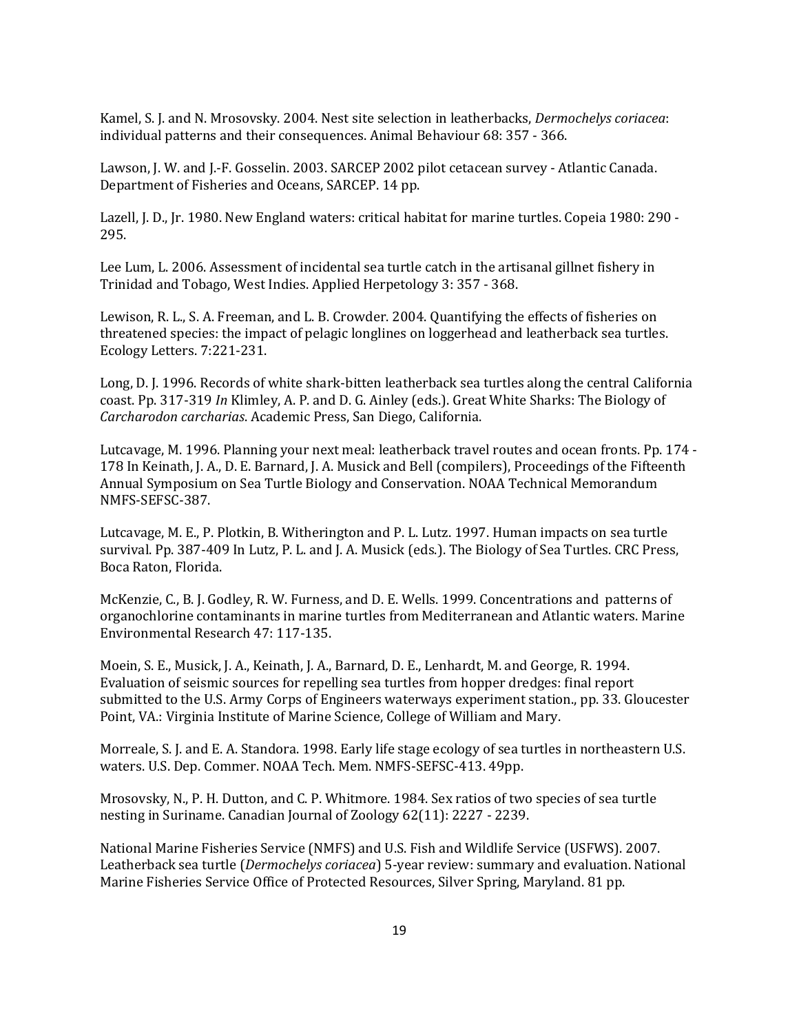Kamel, S. J. and N. Mrosovsky. 2004. Nest site selection in leatherbacks, *Dermochelys coriacea*: individual patterns and their consequences. Animal Behaviour 68: 357 - 366.

Lawson, J. W. and J.-F. Gosselin. 2003. SARCEP 2002 pilot cetacean survey - Atlantic Canada. Department of Fisheries and Oceans, SARCEP. 14 pp.

Lazell, J. D., Jr. 1980. New England waters: critical habitat for marine turtles. Copeia 1980: 290 - 295.

Lee Lum, L. 2006. Assessment of incidental sea turtle catch in the artisanal gillnet fishery in Trinidad and Tobago, West Indies. Applied Herpetology 3: 357 - 368.

Lewison, R. L., S. A. Freeman, and L. B. Crowder. 2004. Quantifying the effects of fisheries on threatened species: the impact of pelagic longlines on loggerhead and leatherback sea turtles. Ecology Letters. 7:221-231.

Long, D. J. 1996. Records of white shark-bitten leatherback sea turtles along the central California coast. Pp. 317-319 *In* Klimley, A. P. and D. G. Ainley (eds.). Great White Sharks: The Biology of *Carcharodon carcharias*. Academic Press, San Diego, California.

Lutcavage, M. 1996. Planning your next meal: leatherback travel routes and ocean fronts. Pp. 174 - 178 In Keinath, J. A., D. E. Barnard, J. A. Musick and Bell (compilers), Proceedings of the Fifteenth Annual Symposium on Sea Turtle Biology and Conservation. NOAA Technical Memorandum NMFS-SEFSC-387.

Lutcavage, M. E., P. Plotkin, B. Witherington and P. L. Lutz. 1997. Human impacts on sea turtle survival. Pp. 387-409 In Lutz, P. L. and J. A. Musick (eds.). The Biology of Sea Turtles. CRC Press, Boca Raton, Florida.

McKenzie, C., B. J. Godley, R. W. Furness, and D. E. Wells. 1999. Concentrations and patterns of organochlorine contaminants in marine turtles from Mediterranean and Atlantic waters. Marine Environmental Research 47: 117-135.

Moein, S. E., Musick, J. A., Keinath, J. A., Barnard, D. E., Lenhardt, M. and George, R. 1994. Evaluation of seismic sources for repelling sea turtles from hopper dredges: final report submitted to the U.S. Army Corps of Engineers waterways experiment station., pp. 33. Gloucester Point, VA.: Virginia Institute of Marine Science, College of William and Mary.

Morreale, S. J. and E. A. Standora. 1998. Early life stage ecology of sea turtles in northeastern U.S. waters. U.S. Dep. Commer. NOAA Tech. Mem. NMFS-SEFSC-413. 49pp.

Mrosovsky, N., P. H. Dutton, and C. P. Whitmore. 1984. Sex ratios of two species of sea turtle nesting in Suriname. Canadian Journal of Zoology 62(11): 2227 - 2239.

National Marine Fisheries Service (NMFS) and U.S. Fish and Wildlife Service (USFWS). 2007. Leatherback sea turtle (*Dermochelys coriacea*) 5-year review: summary and evaluation. National Marine Fisheries Service Office of Protected Resources, Silver Spring, Maryland. 81 pp.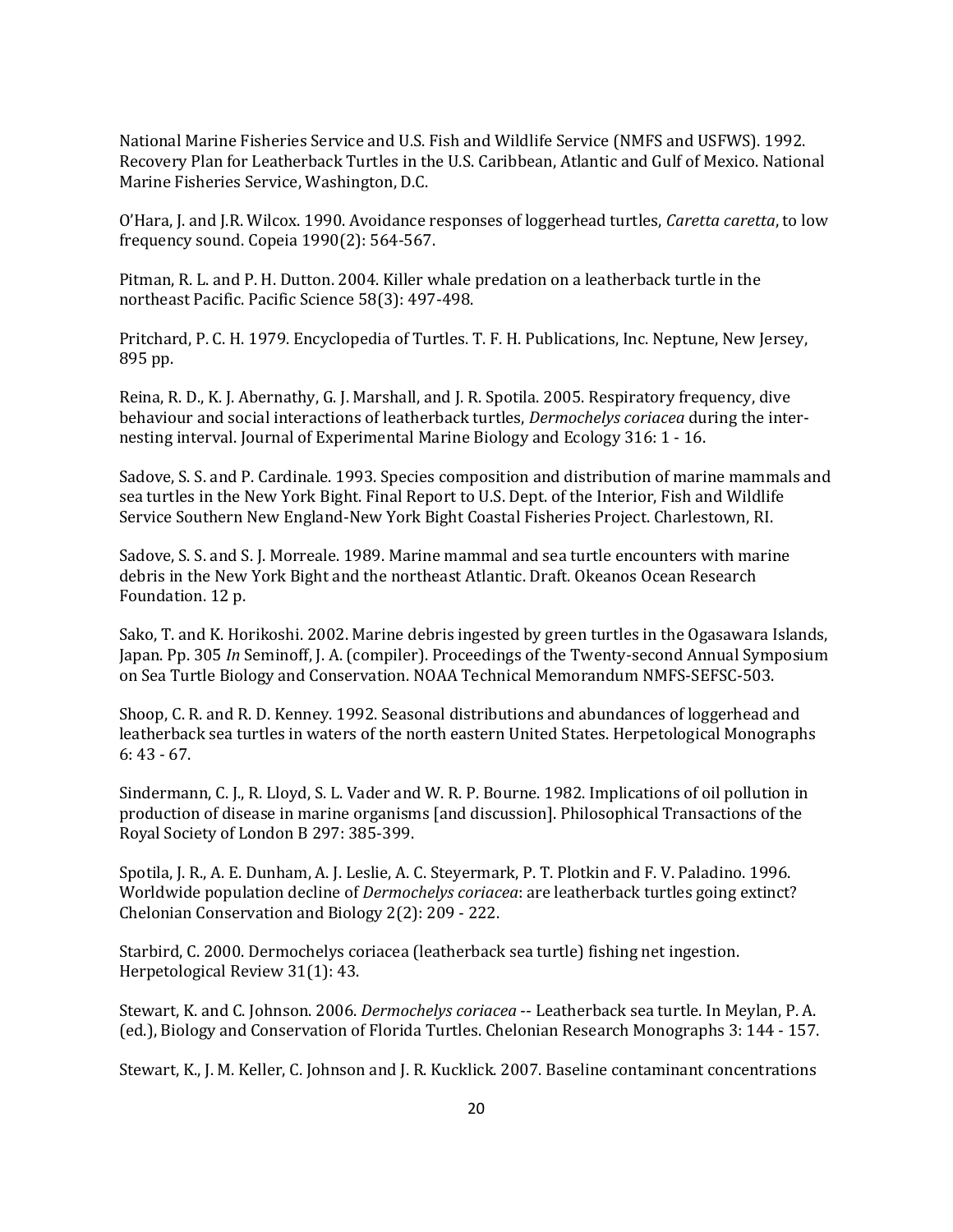National Marine Fisheries Service and U.S. Fish and Wildlife Service (NMFS and USFWS). 1992. Recovery Plan for Leatherback Turtles in the U.S. Caribbean, Atlantic and Gulf of Mexico. National Marine Fisheries Service, Washington, D.C.

O'Hara, J. and J.R. Wilcox. 1990. Avoidance responses of loggerhead turtles, *Caretta caretta*, to low frequency sound. Copeia 1990(2): 564-567.

Pitman, R. L. and P. H. Dutton. 2004. Killer whale predation on a leatherback turtle in the northeast Pacific. Pacific Science 58(3): 497-498.

Pritchard, P. C. H. 1979. Encyclopedia of Turtles. T. F. H. Publications, Inc. Neptune, New Jersey, 895 pp.

Reina, R. D., K. J. Abernathy, G. J. Marshall, and J. R. Spotila. 2005. Respiratory frequency, dive behaviour and social interactions of leatherback turtles, *Dermochelys coriacea* during the inter-nesting interval. Journal of Experimental Marine Biology and Ecology 316: 1 - 16.

Sadove, S. S. and P. Cardinale. 1993. Species composition and distribution of marine mammals and sea turtles in the New York Bight. Final Report to U.S. Dept. of the Interior, Fish and Wildlife Service Southern New England-New York Bight Coastal Fisheries Project. Charlestown, RI.

Sadove, S. S. and S. J. Morreale. 1989. Marine mammal and sea turtle encounters with marine debris in the New York Bight and the northeast Atlantic. Draft. Okeanos Ocean Research Foundation. 12 p.

Sako, T. and K. Horikoshi. 2002. Marine debris ingested by green turtles in the Ogasawara Islands, Japan. Pp. 305 *In* Seminoff, J. A. (compiler). Proceedings of the Twenty-second Annual Symposium on Sea Turtle Biology and Conservation. NOAA Technical Memorandum NMFS-SEFSC-503.

Shoop, C. R. and R. D. Kenney. 1992. Seasonal distributions and abundances of loggerhead and leatherback sea turtles in waters of the north eastern United States. Herpetological Monographs 6: 43 - 67.

Sindermann, C. J., R. Lloyd, S. L. Vader and W. R. P. Bourne. 1982. Implications of oil pollution in production of disease in marine organisms [and discussion]. Philosophical Transactions of the Royal Society of London B 297: 385-399.

Spotila, J. R., A. E. Dunham, A. J. Leslie, A. C. Steyermark, P. T. Plotkin and F. V. Paladino. 1996. Worldwide population decline of *Dermochelys coriacea*: are leatherback turtles going extinct? Chelonian Conservation and Biology 2(2): 209 - 222.

Starbird, C. 2000. Dermochelys coriacea (leatherback sea turtle) fishing net ingestion. Herpetological Review 31(1): 43.

Stewart, K. and C. Johnson. 2006. *Dermochelys coriacea* -- Leatherback sea turtle. In Meylan, P. A. (ed.), Biology and Conservation of Florida Turtles. Chelonian Research Monographs 3: 144 - 157.

Stewart, K., J. M. Keller, C. Johnson and J. R. Kucklick. 2007. Baseline contaminant concentrations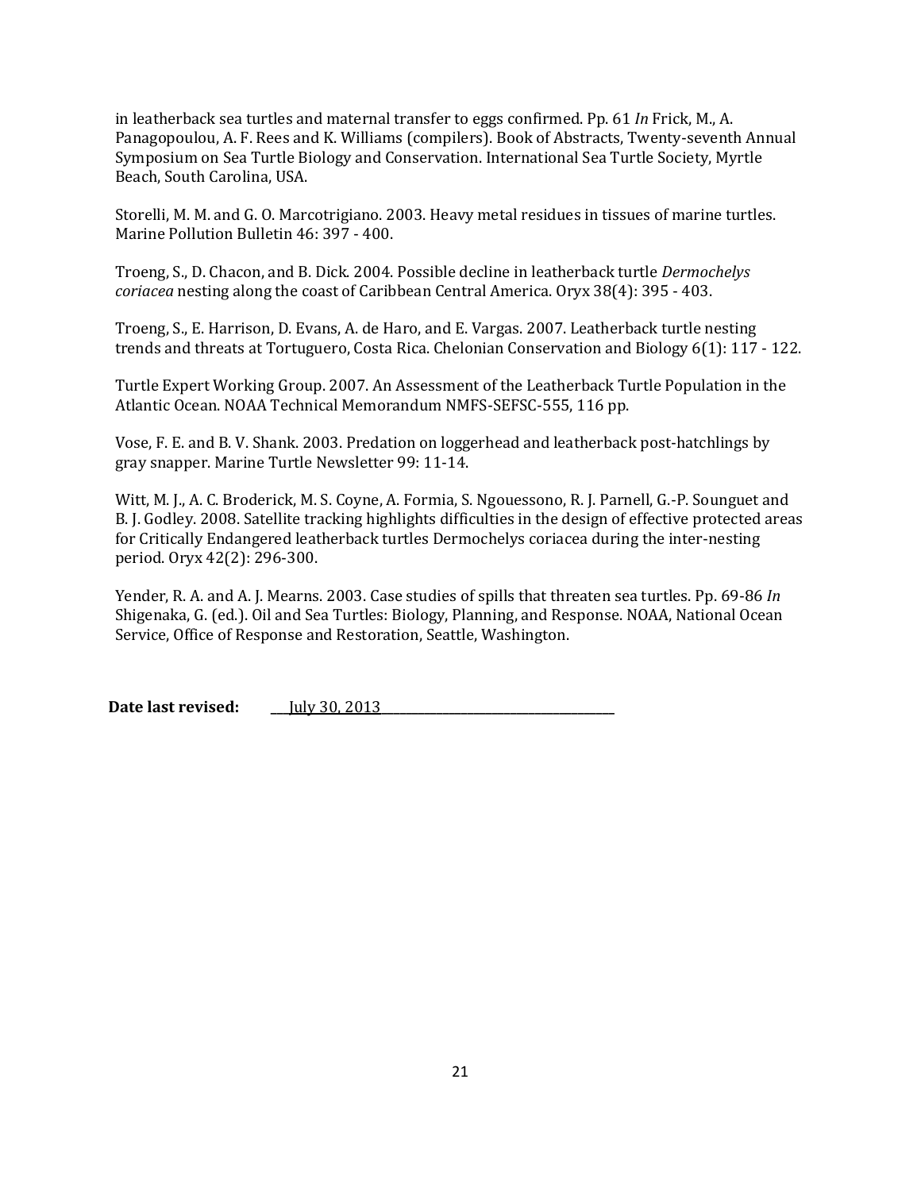in leatherback sea turtles and maternal transfer to eggs confirmed. Pp. 61 *In* Frick, M., A. Panagopoulou, A. F. Rees and K. Williams (compilers). Book of Abstracts, Twenty-seventh Annual Symposium on Sea Turtle Biology and Conservation. International Sea Turtle Society, Myrtle Beach, South Carolina, USA.

Storelli, M. M. and G. O. Marcotrigiano. 2003. Heavy metal residues in tissues of marine turtles. Marine Pollution Bulletin 46: 397 - 400.

Troeng, S., D. Chacon, and B. Dick. 2004. Possible decline in leatherback turtle *Dermochelys coriacea* nesting along the coast of Caribbean Central America. Oryx 38(4): 395 - 403.

Troeng, S., E. Harrison, D. Evans, A. de Haro, and E. Vargas. 2007. Leatherback turtle nesting trends and threats at Tortuguero, Costa Rica. Chelonian Conservation and Biology 6(1): 117 - 122.

Turtle Expert Working Group. 2007. An Assessment of the Leatherback Turtle Population in the Atlantic Ocean. NOAA Technical Memorandum NMFS-SEFSC-555, 116 pp.

Vose, F. E. and B. V. Shank. 2003. Predation on loggerhead and leatherback post-hatchlings by gray snapper. Marine Turtle Newsletter 99: 11-14.

Witt, M. J., A. C. Broderick, M. S. Coyne, A. Formia, S. Ngouessono, R. J. Parnell, G.-P. Sounguet and B. J. Godley. 2008. Satellite tracking highlights difficulties in the design of effective protected areas for Critically Endangered leatherback turtles Dermochelys coriacea during the inter-nesting period. Oryx 42(2): 296-300.

Yender, R. A. and A. J. Mearns. 2003. Case studies of spills that threaten sea turtles. Pp. 69-86 *In* Shigenaka, G. (ed.). Oil and Sea Turtles: Biology, Planning, and Response. NOAA, National Ocean Service, Office of Response and Restoration, Seattle, Washington.

**Date last revised:** July 30, 2013